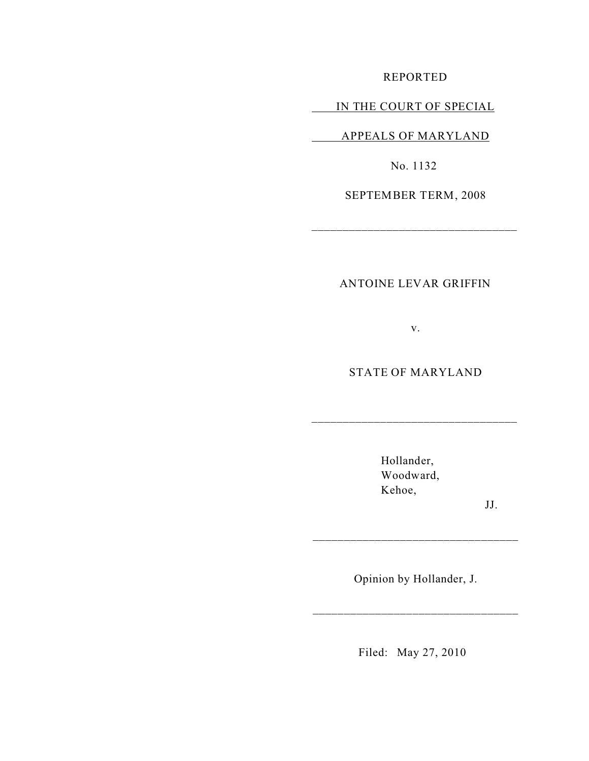REPORTED

IN THE COURT OF SPECIAL

APPEALS OF MARYLAND

No. 1132

SEPTEMBER TERM, 2008

---

ANTOINE LEVAR GRIFFIN

v.

STATE OF MARYLAND

---

Hollander,
Woodward,
Kehoe,

JJ.

---

Opinion by Hollander, J.

---

Filed: May 27, 2010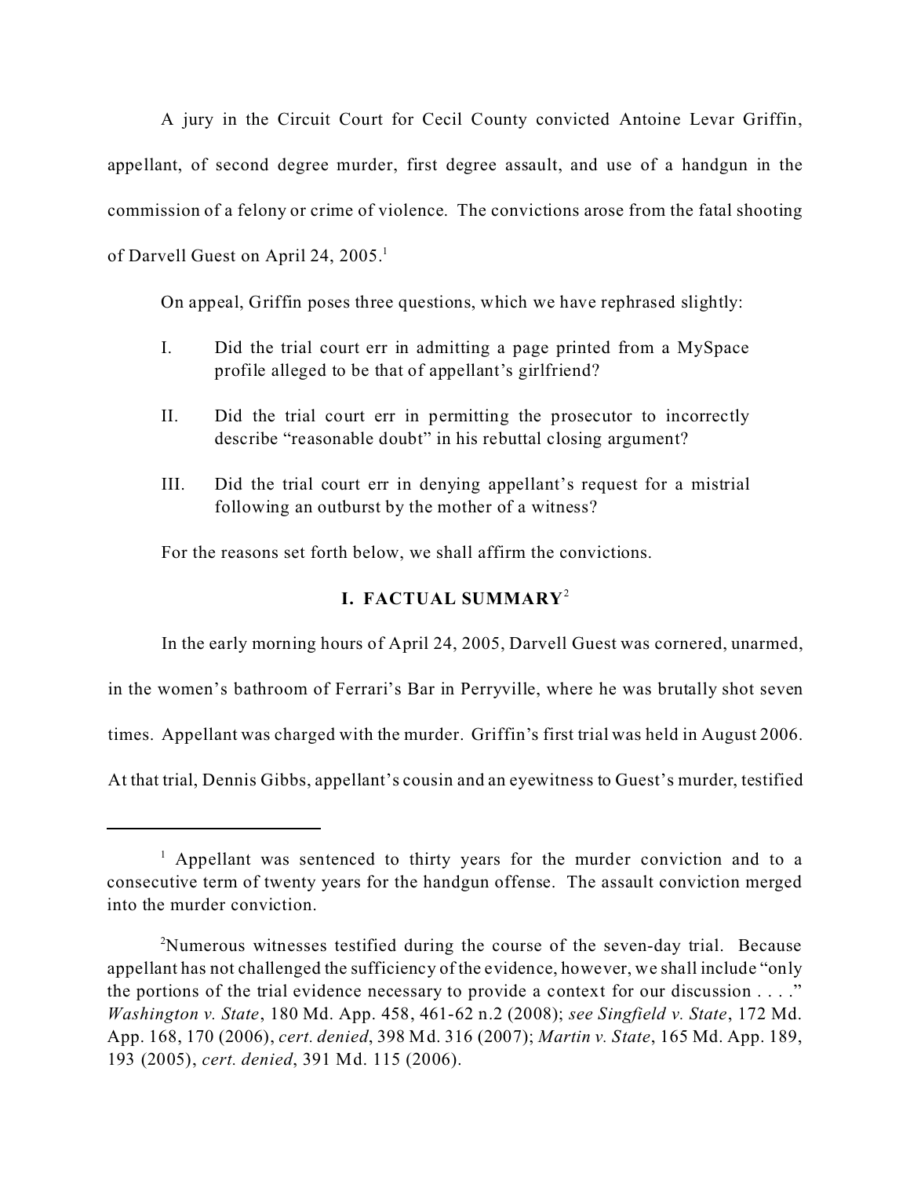A jury in the Circuit Court for Cecil County convicted Antoine Levar Griffin, appellant, of second degree murder, first degree assault, and use of a handgun in the commission of a felony or crime of violence. The convictions arose from the fatal shooting of Darvell Guest on April 24, 2005.[1]

On appeal, Griffin poses three questions, which we have rephrased slightly:

I. Did the trial court err in admitting a page printed from a MySpace profile alleged to be that of appellant's girlfriend?

II. Did the trial court err in permitting the prosecutor to incorrectly describe "reasonable doubt" in his rebuttal closing argument?

III. Did the trial court err in denying appellant's request for a mistrial following an outburst by the mother of a witness?

For the reasons set forth below, we shall affirm the convictions.

## I. FACTUAL SUMMARY[2]

In the early morning hours of April 24, 2005, Darvell Guest was cornered, unarmed, in the women's bathroom of Ferrari's Bar in Perryville, where he was brutally shot seven times. Appellant was charged with the murder. Griffin's first trial was held in August 2006. At that trial, Dennis Gibbs, appellant's cousin and an eyewitness to Guest's murder, testified

---

[1] Appellant was sentenced to thirty years for the murder conviction and to a consecutive term of twenty years for the handgun offense. The assault conviction merged into the murder conviction.

[2] Numerous witnesses testified during the course of the seven-day trial. Because appellant has not challenged the sufficiency of the evidence, however, we shall include "only the portions of the trial evidence necessary to provide a context for our discussion . . . ." *Washington v. State*, 180 Md. App. 458, 461-62 n.2 (2008); *see Singfield v. State*, 172 Md. App. 168, 170 (2006), *cert. denied*, 398 Md. 316 (2007); *Martin v. State*, 165 Md. App. 189, 193 (2005), *cert. denied*, 391 Md. 115 (2006).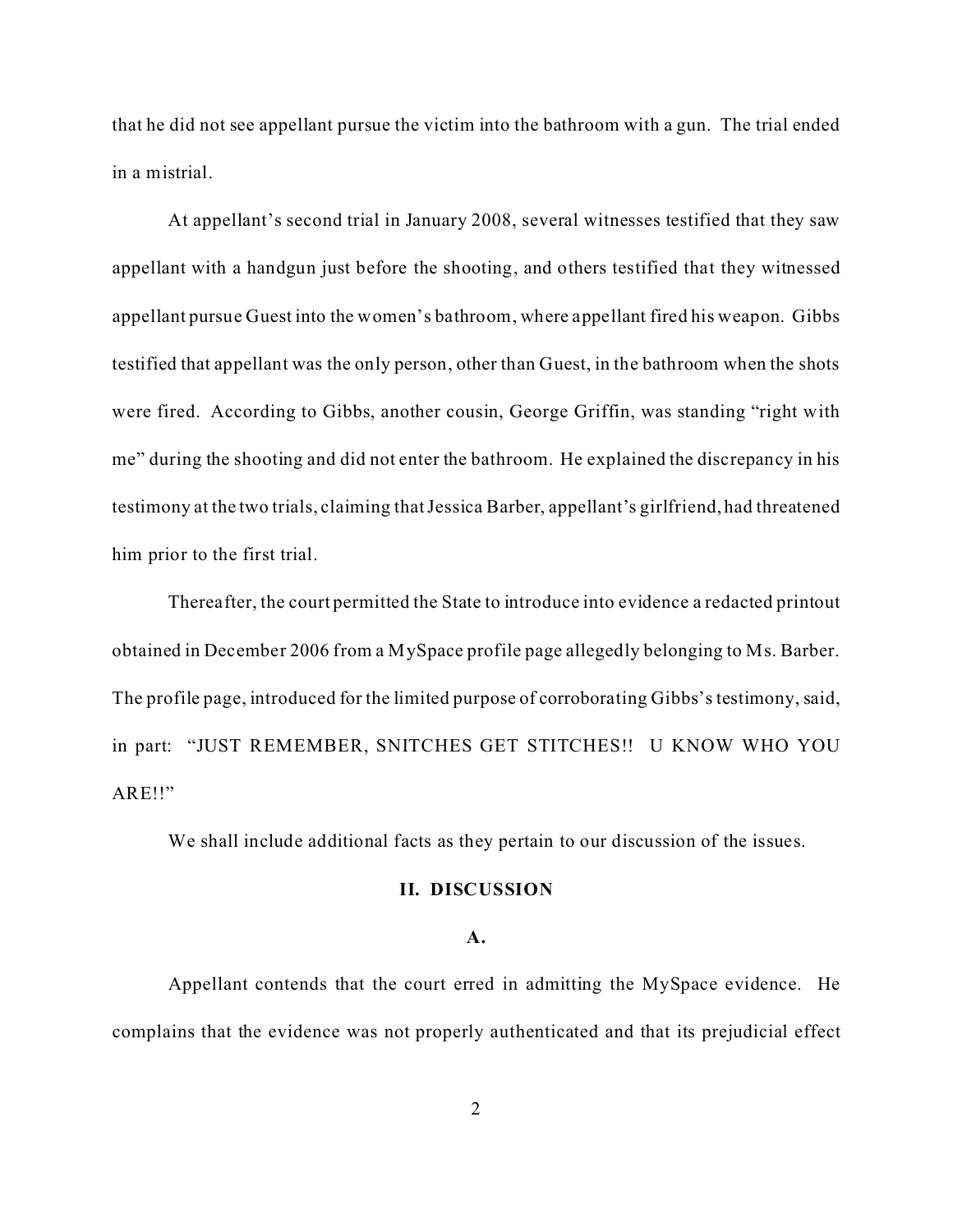that he did not see appellant pursue the victim into the bathroom with a gun. The trial ended in a mistrial.

At appellant's second trial in January 2008, several witnesses testified that they saw appellant with a handgun just before the shooting, and others testified that they witnessed appellant pursue Guest into the women's bathroom, where appellant fired his weapon. Gibbs testified that appellant was the only person, other than Guest, in the bathroom when the shots were fired. According to Gibbs, another cousin, George Griffin, was standing "right with me" during the shooting and did not enter the bathroom. He explained the discrepancy in his testimony at the two trials, claiming that Jessica Barber, appellant's girlfriend, had threatened him prior to the first trial.

Thereafter, the court permitted the State to introduce into evidence a redacted printout obtained in December 2006 from a MySpace profile page allegedly belonging to Ms. Barber. The profile page, introduced for the limited purpose of corroborating Gibbs's testimony, said, in part: "JUST REMEMBER, SNITCHES GET STITCHES!! U KNOW WHO YOU ARE!!"

We shall include additional facts as they pertain to our discussion of the issues.

## II. DISCUSSION

### A.

Appellant contends that the court erred in admitting the MySpace evidence. He complains that the evidence was not properly authenticated and that its prejudicial effect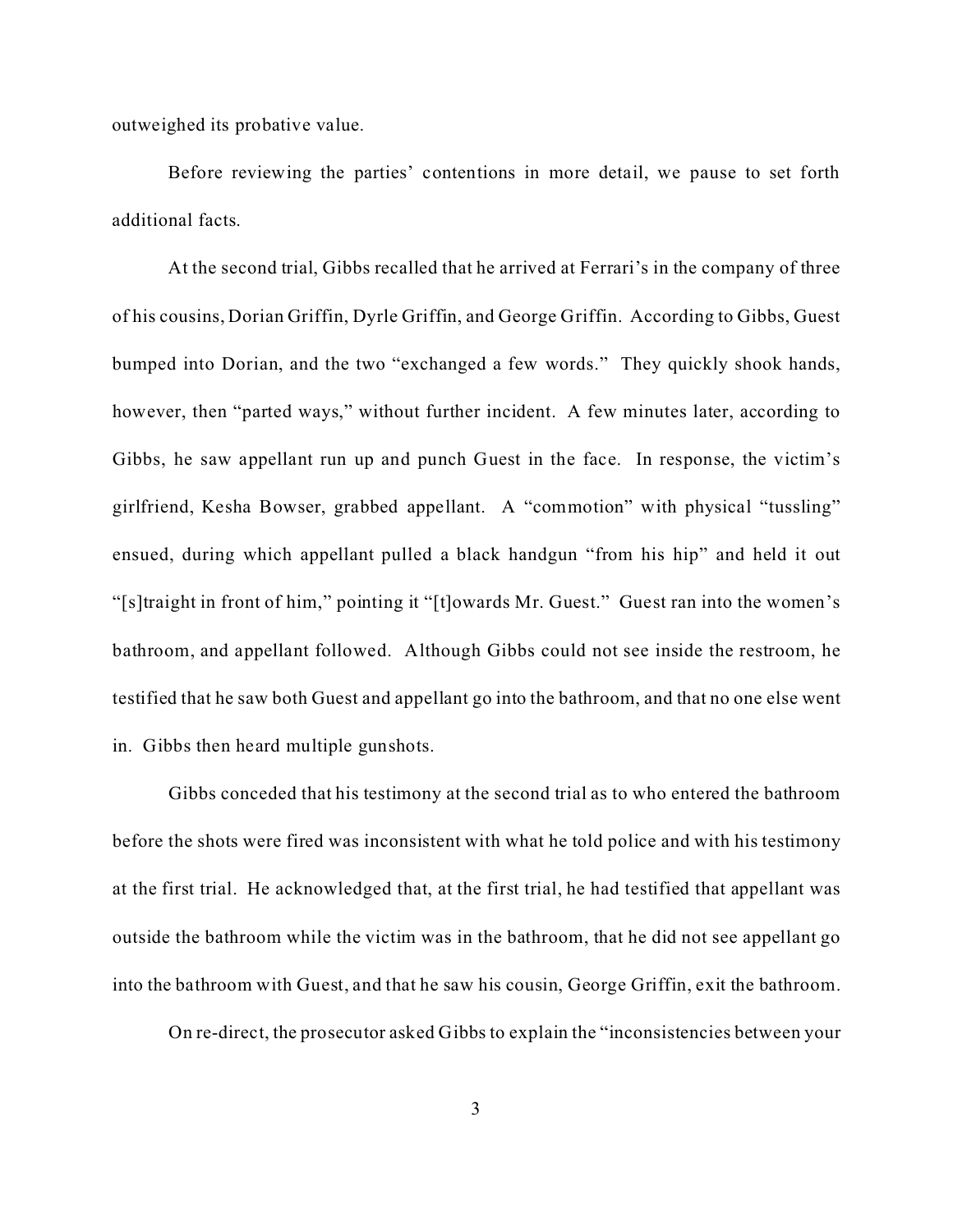outweighed its probative value.

Before reviewing the parties' contentions in more detail, we pause to set forth additional facts.

At the second trial, Gibbs recalled that he arrived at Ferrari's in the company of three of his cousins, Dorian Griffin, Dyrle Griffin, and George Griffin. According to Gibbs, Guest bumped into Dorian, and the two "exchanged a few words." They quickly shook hands, however, then "parted ways," without further incident. A few minutes later, according to Gibbs, he saw appellant run up and punch Guest in the face. In response, the victim's girlfriend, Kesha Bowser, grabbed appellant. A "commotion" with physical "tussling" ensued, during which appellant pulled a black handgun "from his hip" and held it out "[s]traight in front of him," pointing it "[t]owards Mr. Guest." Guest ran into the women's bathroom, and appellant followed. Although Gibbs could not see inside the restroom, he testified that he saw both Guest and appellant go into the bathroom, and that no one else went in. Gibbs then heard multiple gunshots.

Gibbs conceded that his testimony at the second trial as to who entered the bathroom before the shots were fired was inconsistent with what he told police and with his testimony at the first trial. He acknowledged that, at the first trial, he had testified that appellant was outside the bathroom while the victim was in the bathroom, that he did not see appellant go into the bathroom with Guest, and that he saw his cousin, George Griffin, exit the bathroom.

On re-direct, the prosecutor asked Gibbs to explain the "inconsistencies between your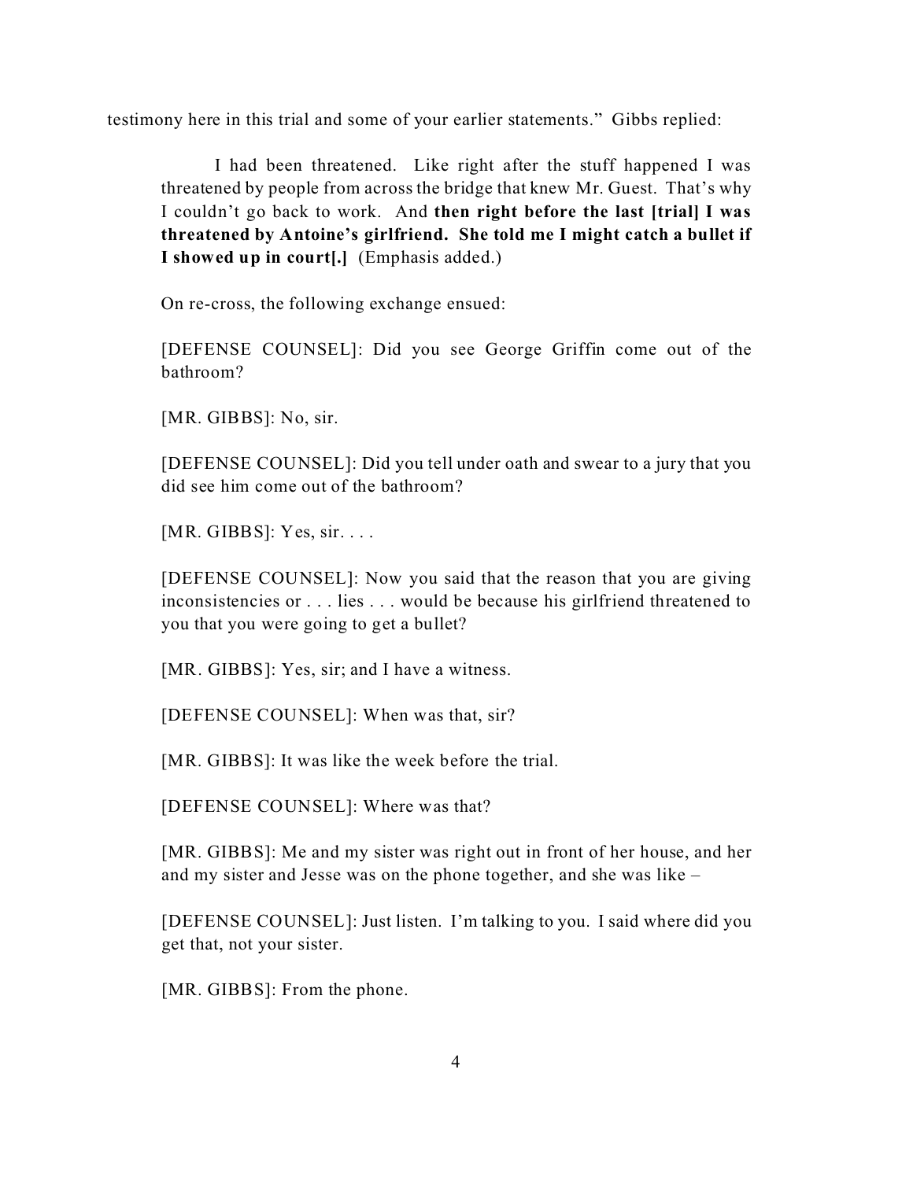testimony here in this trial and some of your earlier statements." Gibbs replied:

> I had been threatened. Like right after the stuff happened I was threatened by people from across the bridge that knew Mr. Guest. That's why I couldn't go back to work. And **then right before the last [trial] I was threatened by Antoine's girlfriend. She told me I might catch a bullet if I showed up in court[.]** (Emphasis added.)

On re-cross, the following exchange ensued:

> [DEFENSE COUNSEL]: Did you see George Griffin come out of the bathroom?
>
> [MR. GIBBS]: No, sir.
>
> [DEFENSE COUNSEL]: Did you tell under oath and swear to a jury that you did see him come out of the bathroom?
>
> [MR. GIBBS]: Yes, sir. . . .
>
> [DEFENSE COUNSEL]: Now you said that the reason that you are giving inconsistencies or . . . lies . . . would be because his girlfriend threatened to you that you were going to get a bullet?
>
> [MR. GIBBS]: Yes, sir; and I have a witness.
>
> [DEFENSE COUNSEL]: When was that, sir?
>
> [MR. GIBBS]: It was like the week before the trial.
>
> [DEFENSE COUNSEL]: Where was that?
>
> [MR. GIBBS]: Me and my sister was right out in front of her house, and her and my sister and Jesse was on the phone together, and she was like –
>
> [DEFENSE COUNSEL]: Just listen. I'm talking to you. I said where did you get that, not your sister.
>
> [MR. GIBBS]: From the phone.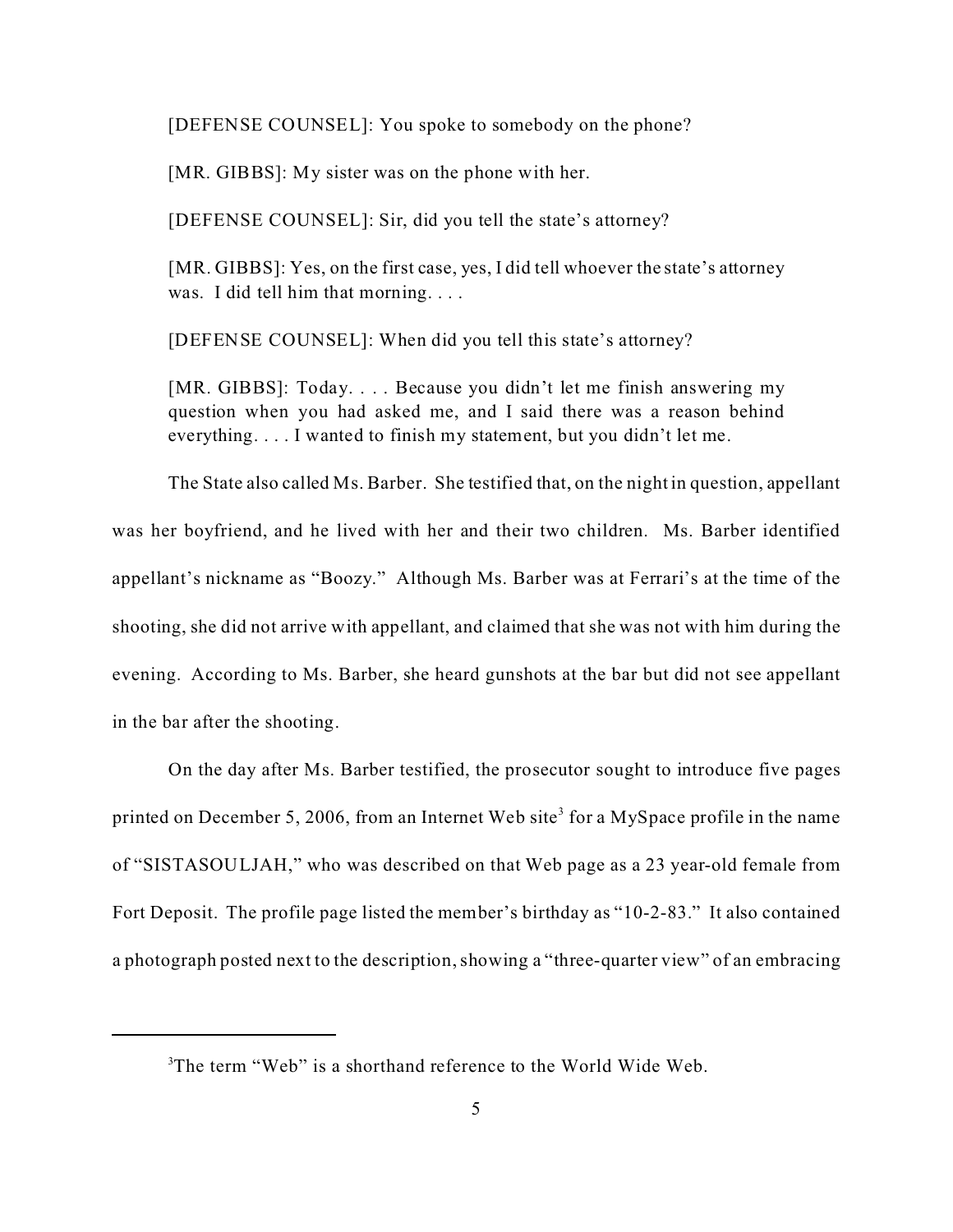[DEFENSE COUNSEL]: You spoke to somebody on the phone?

[MR. GIBBS]: My sister was on the phone with her.

[DEFENSE COUNSEL]: Sir, did you tell the state's attorney?

[MR. GIBBS]: Yes, on the first case, yes, I did tell whoever the state's attorney was. I did tell him that morning. . . .

[DEFENSE COUNSEL]: When did you tell this state's attorney?

[MR. GIBBS]: Today. . . . Because you didn't let me finish answering my question when you had asked me, and I said there was a reason behind everything. . . . I wanted to finish my statement, but you didn't let me.

The State also called Ms. Barber. She testified that, on the night in question, appellant was her boyfriend, and he lived with her and their two children. Ms. Barber identified appellant's nickname as "Boozy." Although Ms. Barber was at Ferrari's at the time of the shooting, she did not arrive with appellant, and claimed that she was not with him during the evening. According to Ms. Barber, she heard gunshots at the bar but did not see appellant in the bar after the shooting.

On the day after Ms. Barber testified, the prosecutor sought to introduce five pages printed on December 5, 2006, from an Internet Web site[3] for a MySpace profile in the name of "SISTASOULJAH," who was described on that Web page as a 23 year-old female from Fort Deposit. The profile page listed the member's birthday as "10-2-83." It also contained a photograph posted next to the description, showing a "three-quarter view" of an embracing

[3]The term "Web" is a shorthand reference to the World Wide Web.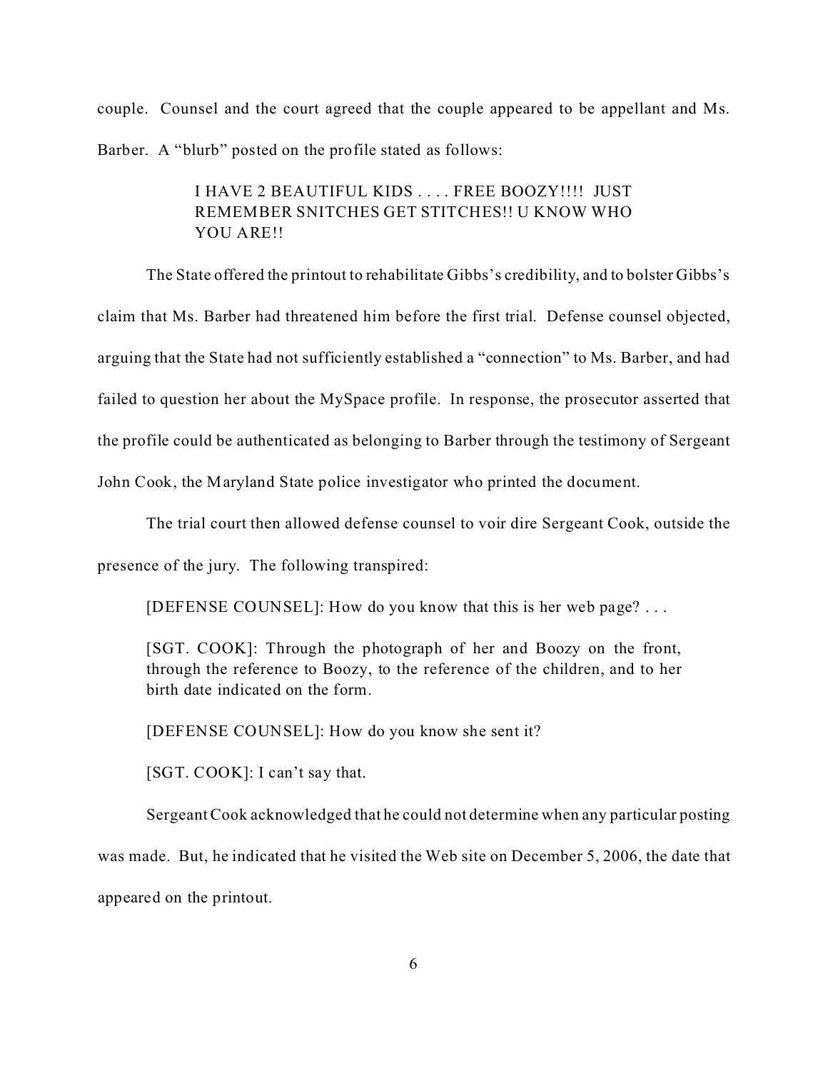couple. Counsel and the court agreed that the couple appeared to be appellant and Ms. Barber. A "blurb" posted on the profile stated as follows:

> I HAVE 2 BEAUTIFUL KIDS . . . . FREE BOOZY!!!! JUST REMEMBER SNITCHES GET STITCHES!! U KNOW WHO YOU ARE!!

The State offered the printout to rehabilitate Gibbs's credibility, and to bolster Gibbs's claim that Ms. Barber had threatened him before the first trial. Defense counsel objected, arguing that the State had not sufficiently established a "connection" to Ms. Barber, and had failed to question her about the MySpace profile. In response, the prosecutor asserted that the profile could be authenticated as belonging to Barber through the testimony of Sergeant John Cook, the Maryland State police investigator who printed the document.

The trial court then allowed defense counsel to voir dire Sergeant Cook, outside the presence of the jury. The following transpired:

> [DEFENSE COUNSEL]: How do you know that this is her web page? . . .
>
> [SGT. COOK]: Through the photograph of her and Boozy on the front, through the reference to Boozy, to the reference of the children, and to her birth date indicated on the form.
>
> [DEFENSE COUNSEL]: How do you know she sent it?
>
> [SGT. COOK]: I can't say that.

Sergeant Cook acknowledged that he could not determine when any particular posting was made. But, he indicated that he visited the Web site on December 5, 2006, the date that appeared on the printout.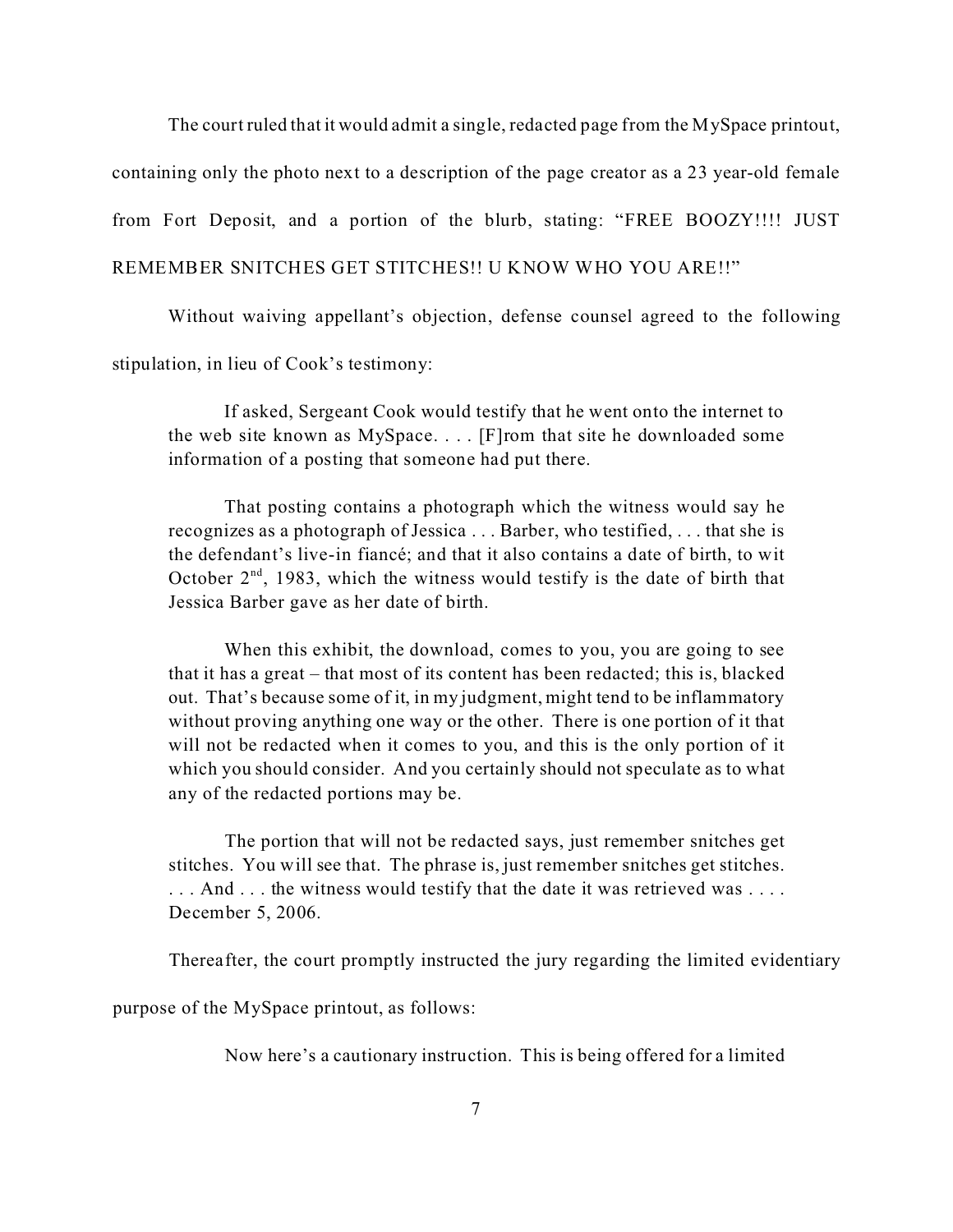The court ruled that it would admit a single, redacted page from the MySpace printout, containing only the photo next to a description of the page creator as a 23 year-old female from Fort Deposit, and a portion of the blurb, stating: "FREE BOOZY!!!! JUST REMEMBER SNITCHES GET STITCHES!! U KNOW WHO YOU ARE!!"

Without waiving appellant's objection, defense counsel agreed to the following stipulation, in lieu of Cook's testimony:

> If asked, Sergeant Cook would testify that he went onto the internet to the web site known as MySpace. . . . [F]rom that site he downloaded some information of a posting that someone had put there.
>
> That posting contains a photograph which the witness would say he recognizes as a photograph of Jessica . . . Barber, who testified, . . . that she is the defendant's live-in fiancé; and that it also contains a date of birth, to wit October 2nd, 1983, which the witness would testify is the date of birth that Jessica Barber gave as her date of birth.
>
> When this exhibit, the download, comes to you, you are going to see that it has a great – that most of its content has been redacted; this is, blacked out. That's because some of it, in my judgment, might tend to be inflammatory without proving anything one way or the other. There is one portion of it that will not be redacted when it comes to you, and this is the only portion of it which you should consider. And you certainly should not speculate as to what any of the redacted portions may be.
>
> The portion that will not be redacted says, just remember snitches get stitches. You will see that. The phrase is, just remember snitches get stitches. . . . And . . . the witness would testify that the date it was retrieved was . . . . December 5, 2006.

Thereafter, the court promptly instructed the jury regarding the limited evidentiary purpose of the MySpace printout, as follows:

> Now here's a cautionary instruction. This is being offered for a limited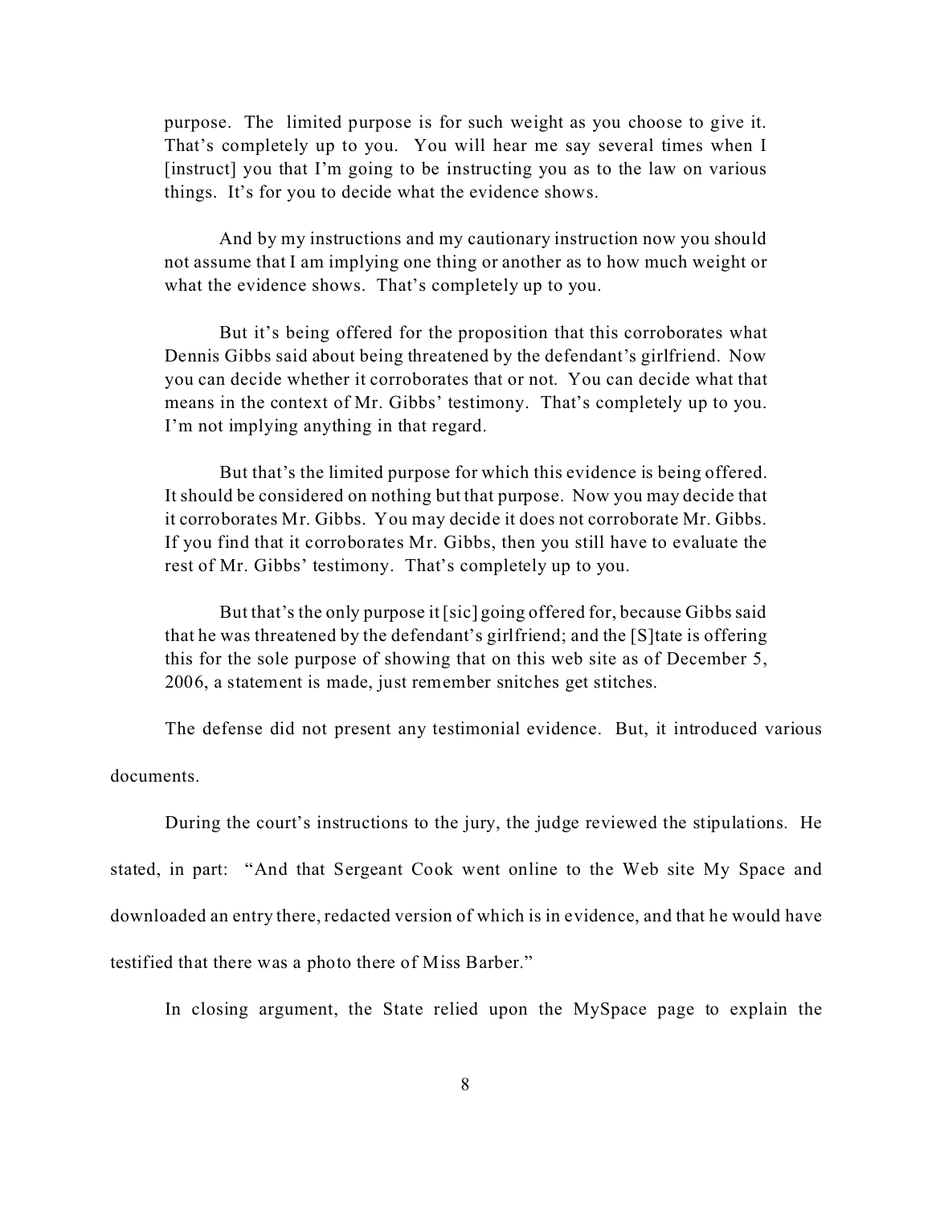purpose. The limited purpose is for such weight as you choose to give it. That's completely up to you. You will hear me say several times when I [instruct] you that I'm going to be instructing you as to the law on various things. It's for you to decide what the evidence shows.

> And by my instructions and my cautionary instruction now you should not assume that I am implying one thing or another as to how much weight or what the evidence shows. That's completely up to you.
>
> But it's being offered for the proposition that this corroborates what Dennis Gibbs said about being threatened by the defendant's girlfriend. Now you can decide whether it corroborates that or not. You can decide what that means in the context of Mr. Gibbs' testimony. That's completely up to you. I'm not implying anything in that regard.
>
> But that's the limited purpose for which this evidence is being offered. It should be considered on nothing but that purpose. Now you may decide that it corroborates Mr. Gibbs. You may decide it does not corroborate Mr. Gibbs. If you find that it corroborates Mr. Gibbs, then you still have to evaluate the rest of Mr. Gibbs' testimony. That's completely up to you.
>
> But that's the only purpose it [sic] going offered for, because Gibbs said that he was threatened by the defendant's girlfriend; and the [S]tate is offering this for the sole purpose of showing that on this web site as of December 5, 2006, a statement is made, just remember snitches get stitches.

The defense did not present any testimonial evidence. But, it introduced various documents.

During the court's instructions to the jury, the judge reviewed the stipulations. He stated, in part: "And that Sergeant Cook went online to the Web site My Space and downloaded an entry there, redacted version of which is in evidence, and that he would have testified that there was a photo there of Miss Barber."

In closing argument, the State relied upon the MySpace page to explain the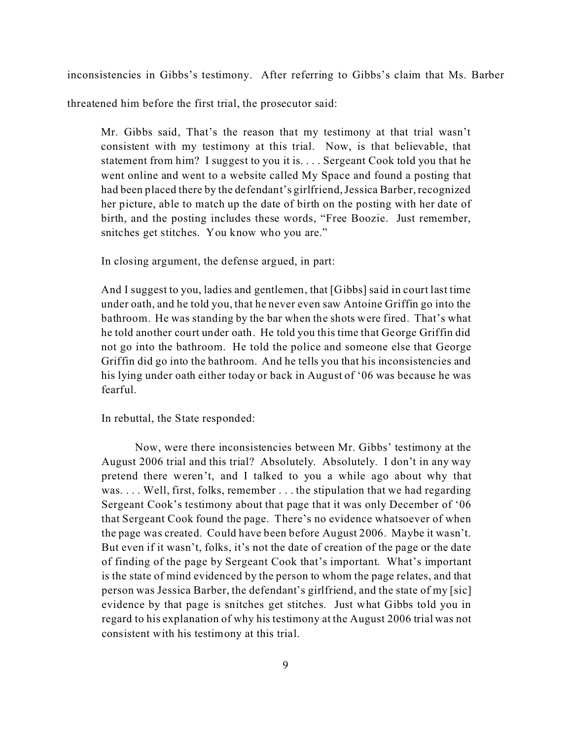inconsistencies in Gibbs's testimony. After referring to Gibbs's claim that Ms. Barber threatened him before the first trial, the prosecutor said:

> Mr. Gibbs said, That's the reason that my testimony at that trial wasn't consistent with my testimony at this trial. Now, is that believable, that statement from him? I suggest to you it is. . . . Sergeant Cook told you that he went online and went to a website called My Space and found a posting that had been placed there by the defendant's girlfriend, Jessica Barber, recognized her picture, able to match up the date of birth on the posting with her date of birth, and the posting includes these words, "Free Boozie. Just remember, snitches get stitches. You know who you are."

In closing argument, the defense argued, in part:

> And I suggest to you, ladies and gentlemen, that [Gibbs] said in court last time under oath, and he told you, that he never even saw Antoine Griffin go into the bathroom. He was standing by the bar when the shots were fired. That's what he told another court under oath. He told you this time that George Griffin did not go into the bathroom. He told the police and someone else that George Griffin did go into the bathroom. And he tells you that his inconsistencies and his lying under oath either today or back in August of '06 was because he was fearful.

In rebuttal, the State responded:

> Now, were there inconsistencies between Mr. Gibbs' testimony at the August 2006 trial and this trial? Absolutely. Absolutely. I don't in any way pretend there weren't, and I talked to you a while ago about why that was. . . . Well, first, folks, remember . . . the stipulation that we had regarding Sergeant Cook's testimony about that page that it was only December of '06 that Sergeant Cook found the page. There's no evidence whatsoever of when the page was created. Could have been before August 2006. Maybe it wasn't. But even if it wasn't, folks, it's not the date of creation of the page or the date of finding of the page by Sergeant Cook that's important. What's important is the state of mind evidenced by the person to whom the page relates, and that person was Jessica Barber, the defendant's girlfriend, and the state of my [sic] evidence by that page is snitches get stitches. Just what Gibbs told you in regard to his explanation of why his testimony at the August 2006 trial was not consistent with his testimony at this trial.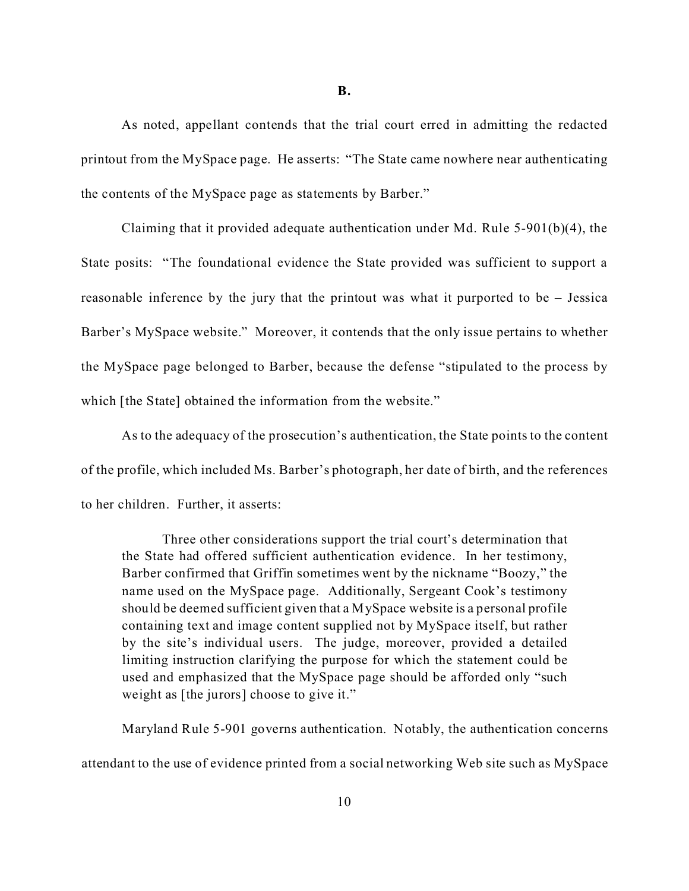**B.**

As noted, appellant contends that the trial court erred in admitting the redacted printout from the MySpace page. He asserts: "The State came nowhere near authenticating the contents of the MySpace page as statements by Barber."

Claiming that it provided adequate authentication under Md. Rule 5-901(b)(4), the State posits: "The foundational evidence the State provided was sufficient to support a reasonable inference by the jury that the printout was what it purported to be – Jessica Barber's MySpace website." Moreover, it contends that the only issue pertains to whether the MySpace page belonged to Barber, because the defense "stipulated to the process by which [the State] obtained the information from the website."

As to the adequacy of the prosecution's authentication, the State points to the content of the profile, which included Ms. Barber's photograph, her date of birth, and the references to her children. Further, it asserts:

> Three other considerations support the trial court's determination that the State had offered sufficient authentication evidence. In her testimony, Barber confirmed that Griffin sometimes went by the nickname "Boozy," the name used on the MySpace page. Additionally, Sergeant Cook's testimony should be deemed sufficient given that a MySpace website is a personal profile containing text and image content supplied not by MySpace itself, but rather by the site's individual users. The judge, moreover, provided a detailed limiting instruction clarifying the purpose for which the statement could be used and emphasized that the MySpace page should be afforded only "such weight as [the jurors] choose to give it."

Maryland Rule 5-901 governs authentication. Notably, the authentication concerns attendant to the use of evidence printed from a social networking Web site such as MySpace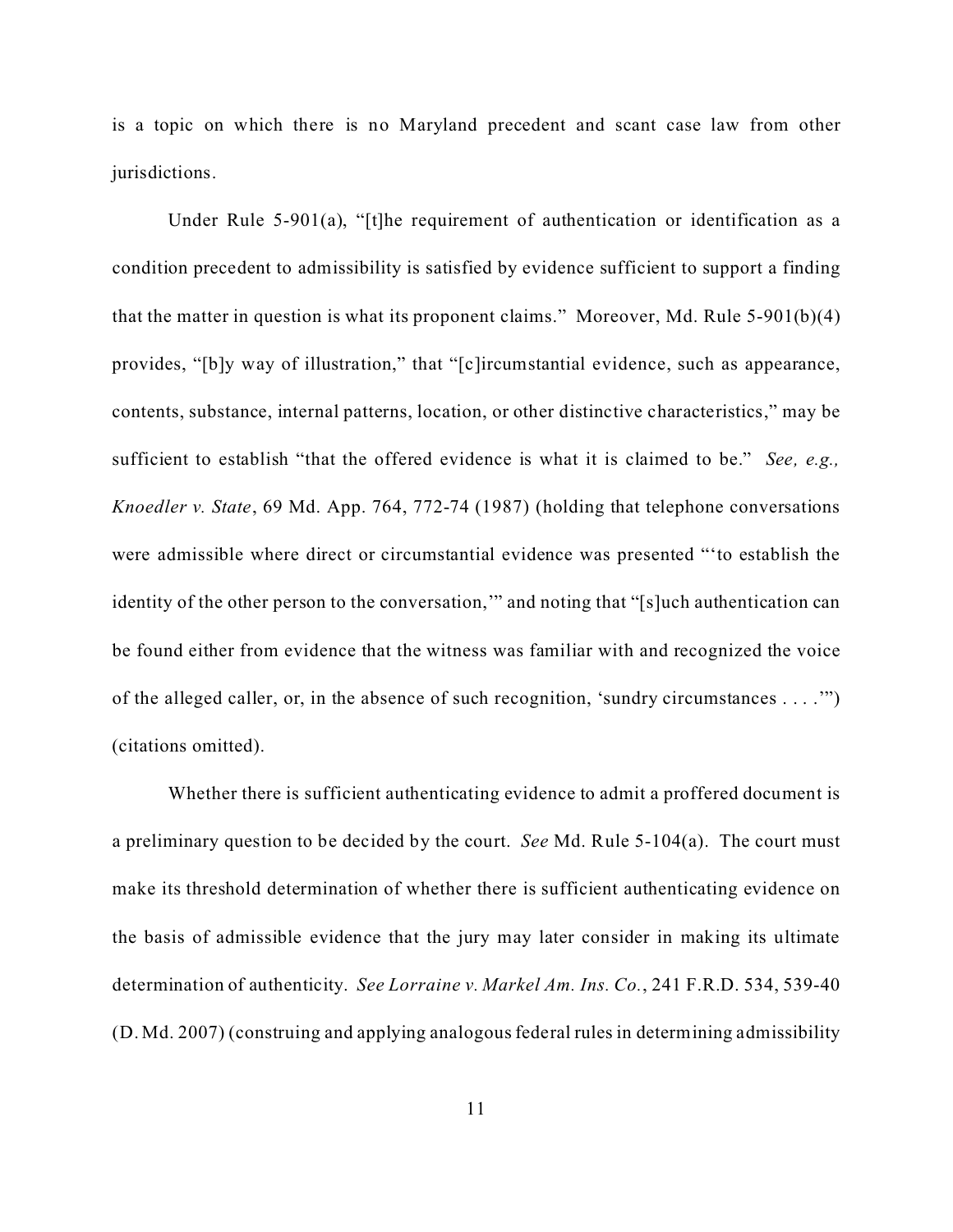is a topic on which there is no Maryland precedent and scant case law from other jurisdictions.

Under Rule 5-901(a), "[t]he requirement of authentication or identification as a condition precedent to admissibility is satisfied by evidence sufficient to support a finding that the matter in question is what its proponent claims." Moreover, Md. Rule 5-901(b)(4) provides, "[b]y way of illustration," that "[c]ircumstantial evidence, such as appearance, contents, substance, internal patterns, location, or other distinctive characteristics," may be sufficient to establish "that the offered evidence is what it is claimed to be." *See, e.g., Knoedler v. State*, 69 Md. App. 764, 772-74 (1987) (holding that telephone conversations were admissible where direct or circumstantial evidence was presented "'to establish the identity of the other person to the conversation,'" and noting that "[s]uch authentication can be found either from evidence that the witness was familiar with and recognized the voice of the alleged caller, or, in the absence of such recognition, 'sundry circumstances . . . .'") (citations omitted).

Whether there is sufficient authenticating evidence to admit a proffered document is a preliminary question to be decided by the court. *See* Md. Rule 5-104(a). The court must make its threshold determination of whether there is sufficient authenticating evidence on the basis of admissible evidence that the jury may later consider in making its ultimate determination of authenticity. *See Lorraine v. Markel Am. Ins. Co.*, 241 F.R.D. 534, 539-40 (D. Md. 2007) (construing and applying analogous federal rules in determining admissibility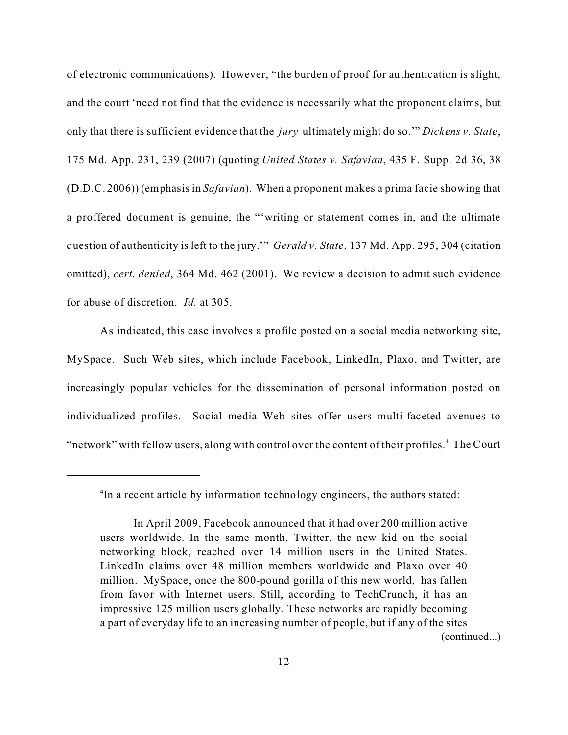of electronic communications). However, "the burden of proof for authentication is slight, and the court 'need not find that the evidence is necessarily what the proponent claims, but only that there is sufficient evidence that the *jury* ultimately might do so.'" *Dickens v. State*, 175 Md. App. 231, 239 (2007) (quoting *United States v. Safavian*, 435 F. Supp. 2d 36, 38 (D.D.C. 2006)) (emphasis in *Safavian*). When a proponent makes a prima facie showing that a proffered document is genuine, the "'writing or statement comes in, and the ultimate question of authenticity is left to the jury.'" *Gerald v. State*, 137 Md. App. 295, 304 (citation omitted), *cert. denied*, 364 Md. 462 (2001). We review a decision to admit such evidence for abuse of discretion. *Id.* at 305.

As indicated, this case involves a profile posted on a social media networking site, MySpace. Such Web sites, which include Facebook, LinkedIn, Plaxo, and Twitter, are increasingly popular vehicles for the dissemination of personal information posted on individualized profiles. Social media Web sites offer users multi-faceted avenues to "network" with fellow users, along with control over the content of their profiles.[4] The Court

---

[4]In a recent article by information technology engineers, the authors stated:

> In April 2009, Facebook announced that it had over 200 million active users worldwide. In the same month, Twitter, the new kid on the social networking block, reached over 14 million users in the United States. LinkedIn claims over 48 million members worldwide and Plaxo over 40 million. MySpace, once the 800-pound gorilla of this new world, has fallen from favor with Internet users. Still, according to TechCrunch, it has an impressive 125 million users globally. These networks are rapidly becoming a part of everyday life to an increasing number of people, but if any of the sites
>
> (continued...)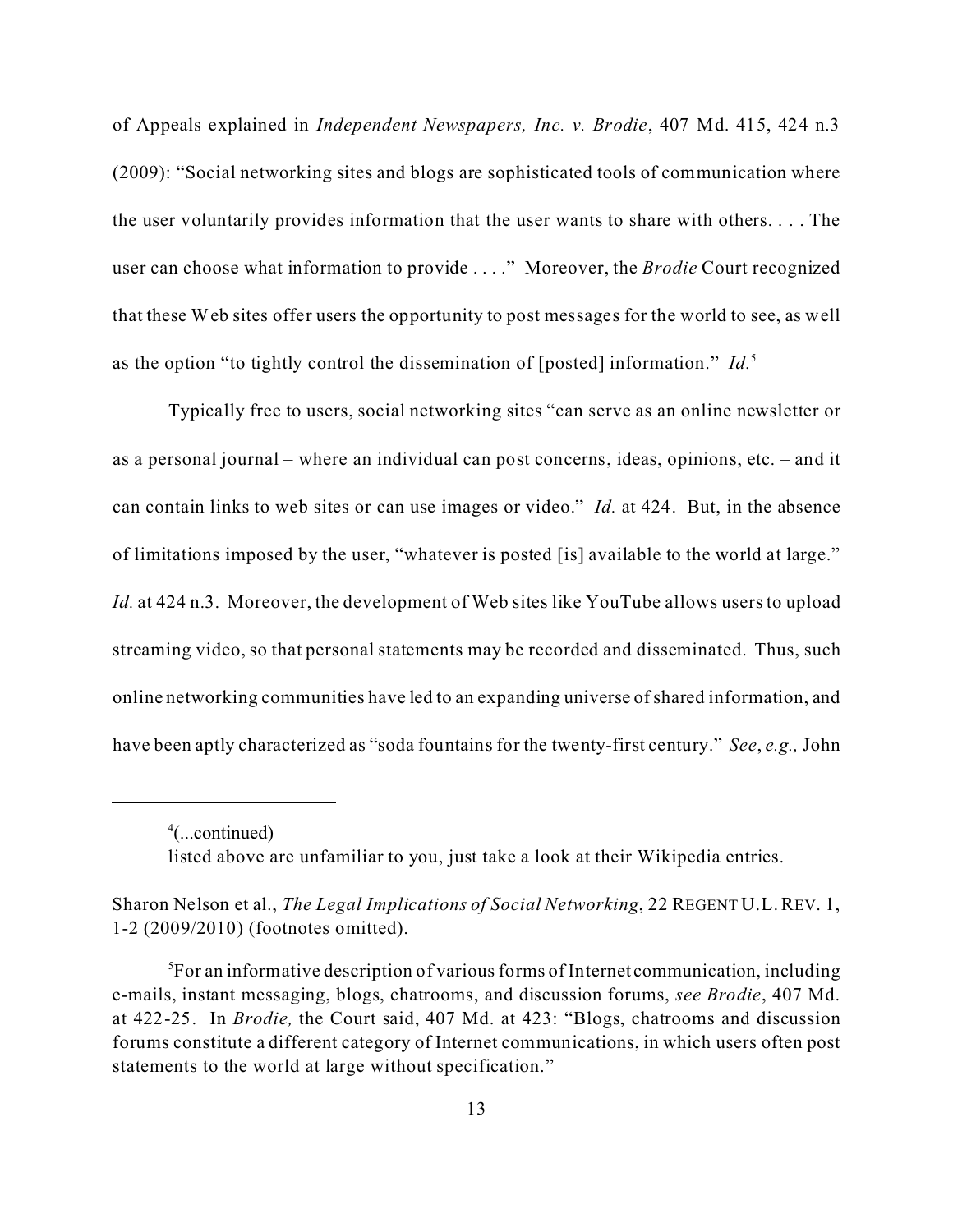of Appeals explained in *Independent Newspapers, Inc. v. Brodie*, 407 Md. 415, 424 n.3 (2009): "Social networking sites and blogs are sophisticated tools of communication where the user voluntarily provides information that the user wants to share with others. . . . The user can choose what information to provide . . . ." Moreover, the *Brodie* Court recognized that these Web sites offer users the opportunity to post messages for the world to see, as well as the option "to tightly control the dissemination of [posted] information." *Id.*[5]

Typically free to users, social networking sites "can serve as an online newsletter or as a personal journal – where an individual can post concerns, ideas, opinions, etc. – and it can contain links to web sites or can use images or video." *Id.* at 424. But, in the absence of limitations imposed by the user, "whatever is posted [is] available to the world at large." *Id.* at 424 n.3. Moreover, the development of Web sites like YouTube allows users to upload streaming video, so that personal statements may be recorded and disseminated. Thus, such online networking communities have led to an expanding universe of shared information, and have been aptly characterized as "soda fountains for the twenty-first century." *See*, *e.g.,* John

---

[4](...continued)

listed above are unfamiliar to you, just take a look at their Wikipedia entries.

Sharon Nelson et al., *The Legal Implications of Social Networking*, 22 REGENT U.L. REV. 1, 1-2 (2009/2010) (footnotes omitted).

[5]For an informative description of various forms of Internet communication, including e-mails, instant messaging, blogs, chatrooms, and discussion forums, *see Brodie*, 407 Md. at 422-25. In *Brodie,* the Court said, 407 Md. at 423: "Blogs, chatrooms and discussion forums constitute a different category of Internet communications, in which users often post statements to the world at large without specification."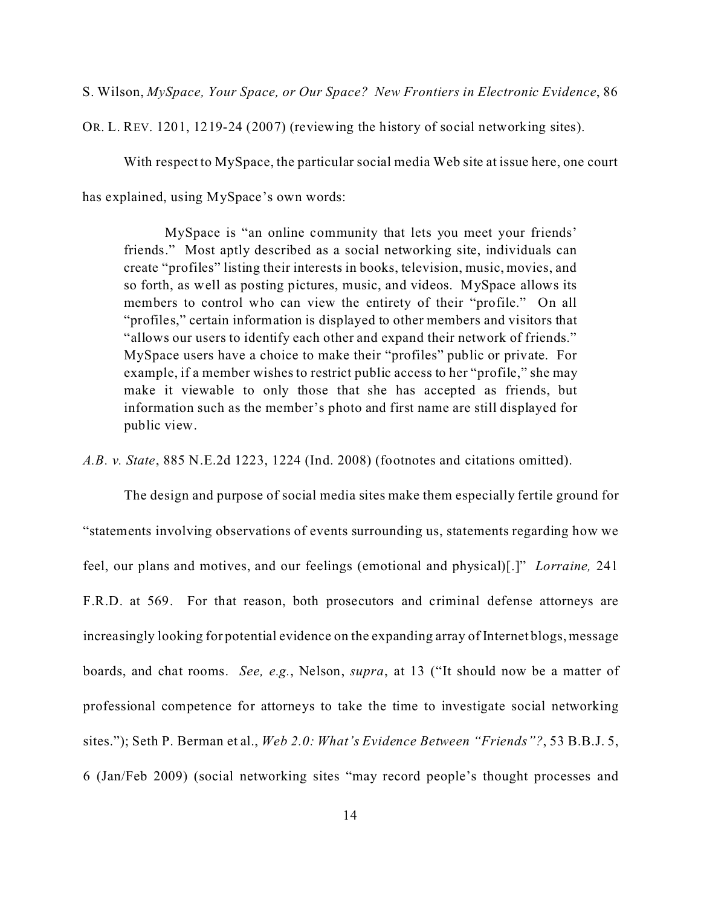S. Wilson, *MySpace, Your Space, or Our Space? New Frontiers in Electronic Evidence*, 86 OR. L. REV. 1201, 1219-24 (2007) (reviewing the history of social networking sites).

With respect to MySpace, the particular social media Web site at issue here, one court has explained, using MySpace's own words:

> MySpace is "an online community that lets you meet your friends' friends." Most aptly described as a social networking site, individuals can create "profiles" listing their interests in books, television, music, movies, and so forth, as well as posting pictures, music, and videos. MySpace allows its members to control who can view the entirety of their "profile." On all "profiles," certain information is displayed to other members and visitors that "allows our users to identify each other and expand their network of friends." MySpace users have a choice to make their "profiles" public or private. For example, if a member wishes to restrict public access to her "profile," she may make it viewable to only those that she has accepted as friends, but information such as the member's photo and first name are still displayed for public view.

*A.B. v. State*, 885 N.E.2d 1223, 1224 (Ind. 2008) (footnotes and citations omitted).

The design and purpose of social media sites make them especially fertile ground for "statements involving observations of events surrounding us, statements regarding how we feel, our plans and motives, and our feelings (emotional and physical)[.]" *Lorraine,* 241 F.R.D. at 569. For that reason, both prosecutors and criminal defense attorneys are increasingly looking for potential evidence on the expanding array of Internet blogs, message boards, and chat rooms. *See, e.g.*, Nelson, *supra*, at 13 ("It should now be a matter of professional competence for attorneys to take the time to investigate social networking sites."); Seth P. Berman et al., *Web 2.0: What's Evidence Between "Friends"?*, 53 B.B.J. 5, 6 (Jan/Feb 2009) (social networking sites "may record people's thought processes and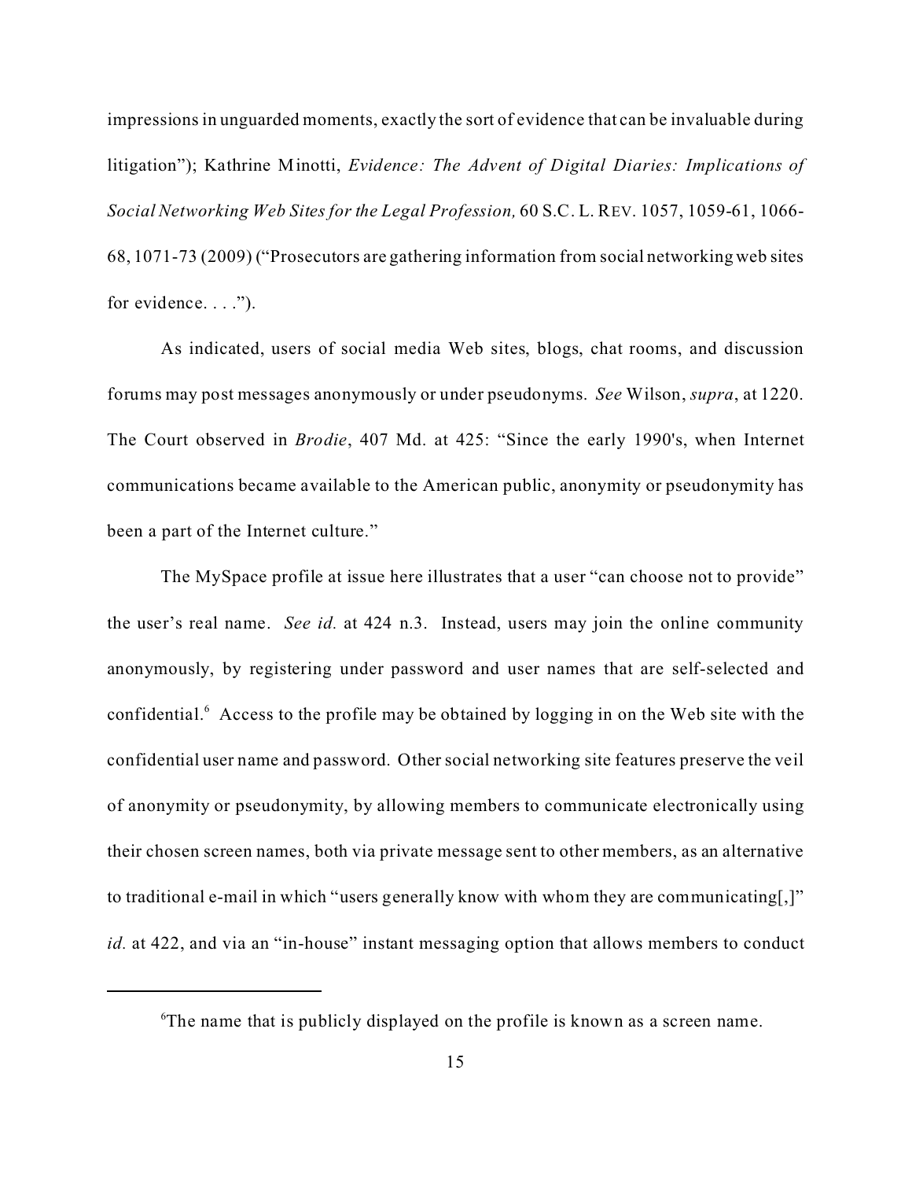impressions in unguarded moments, exactly the sort of evidence that can be invaluable during litigation"); Kathrine Minotti, *Evidence: The Advent of Digital Diaries: Implications of Social Networking Web Sites for the Legal Profession,* 60 S.C. L. REV. 1057, 1059-61, 1066-68, 1071-73 (2009) ("Prosecutors are gathering information from social networking web sites for evidence. . . .").

As indicated, users of social media Web sites, blogs, chat rooms, and discussion forums may post messages anonymously or under pseudonyms. *See* Wilson, *supra*, at 1220. The Court observed in *Brodie*, 407 Md. at 425: "Since the early 1990's, when Internet communications became available to the American public, anonymity or pseudonymity has been a part of the Internet culture."

The MySpace profile at issue here illustrates that a user "can choose not to provide" the user's real name. *See id.* at 424 n.3. Instead, users may join the online community anonymously, by registering under password and user names that are self-selected and confidential.[6] Access to the profile may be obtained by logging in on the Web site with the confidential user name and password. Other social networking site features preserve the veil of anonymity or pseudonymity, by allowing members to communicate electronically using their chosen screen names, both via private message sent to other members, as an alternative to traditional e-mail in which "users generally know with whom they are communicating[,]" *id.* at 422, and via an "in-house" instant messaging option that allows members to conduct

[6]The name that is publicly displayed on the profile is known as a screen name.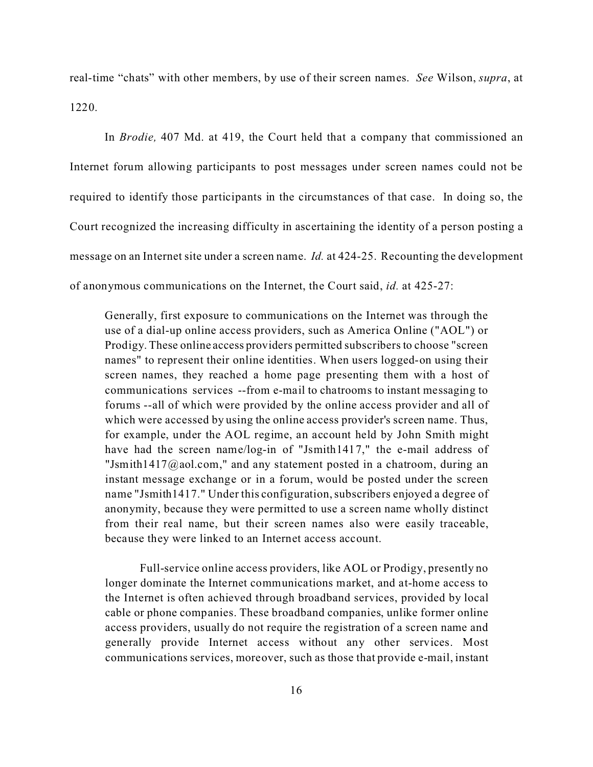real-time "chats" with other members, by use of their screen names. *See* Wilson, *supra*, at 1220.

In *Brodie,* 407 Md. at 419, the Court held that a company that commissioned an Internet forum allowing participants to post messages under screen names could not be required to identify those participants in the circumstances of that case. In doing so, the Court recognized the increasing difficulty in ascertaining the identity of a person posting a message on an Internet site under a screen name. *Id.* at 424-25. Recounting the development of anonymous communications on the Internet, the Court said, *id.* at 425-27:

> Generally, first exposure to communications on the Internet was through the use of a dial-up online access providers, such as America Online ("AOL") or Prodigy. These online access providers permitted subscribers to choose "screen names" to represent their online identities. When users logged-on using their screen names, they reached a home page presenting them with a host of communications services --from e-mail to chatrooms to instant messaging to forums --all of which were provided by the online access provider and all of which were accessed by using the online access provider's screen name. Thus, for example, under the AOL regime, an account held by John Smith might have had the screen name/log-in of "Jsmith1417," the e-mail address of "Jsmith1417@aol.com," and any statement posted in a chatroom, during an instant message exchange or in a forum, would be posted under the screen name "Jsmith1417." Under this configuration, subscribers enjoyed a degree of anonymity, because they were permitted to use a screen name wholly distinct from their real name, but their screen names also were easily traceable, because they were linked to an Internet access account.
>
> Full-service online access providers, like AOL or Prodigy, presently no longer dominate the Internet communications market, and at-home access to the Internet is often achieved through broadband services, provided by local cable or phone companies. These broadband companies, unlike former online access providers, usually do not require the registration of a screen name and generally provide Internet access without any other services. Most communications services, moreover, such as those that provide e-mail, instant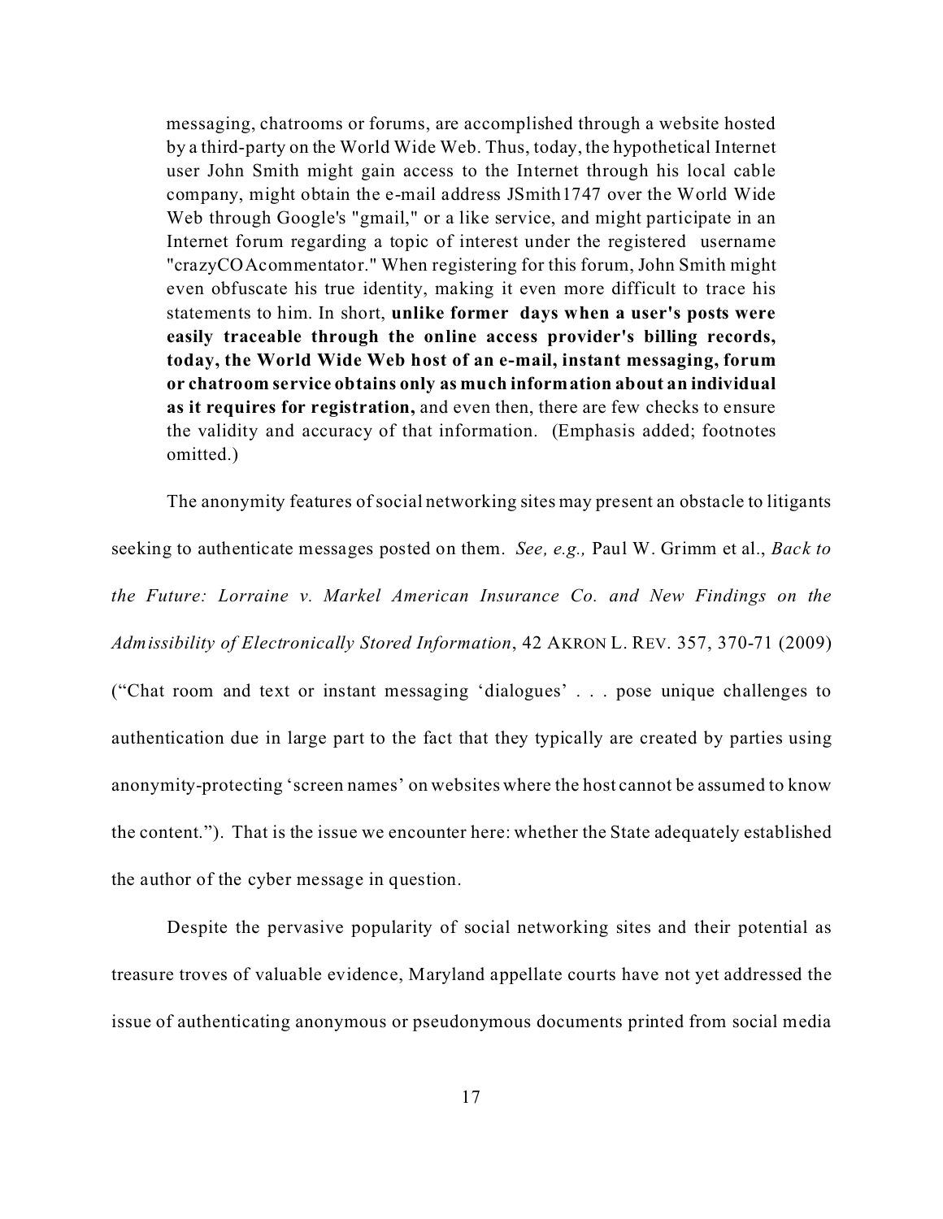> messaging, chatrooms or forums, are accomplished through a website hosted by a third-party on the World Wide Web. Thus, today, the hypothetical Internet user John Smith might gain access to the Internet through his local cable company, might obtain the e-mail address JSmith1747 over the World Wide Web through Google's "gmail," or a like service, and might participate in an Internet forum regarding a topic of interest under the registered username "crazyCOAcommentator." When registering for this forum, John Smith might even obfuscate his true identity, making it even more difficult to trace his statements to him. In short, **unlike former days when a user's posts were easily traceable through the online access provider's billing records, today, the World Wide Web host of an e-mail, instant messaging, forum or chatroom service obtains only as much information about an individual as it requires for registration,** and even then, there are few checks to ensure the validity and accuracy of that information. (Emphasis added; footnotes omitted.)

The anonymity features of social networking sites may present an obstacle to litigants seeking to authenticate messages posted on them. *See, e.g.,* Paul W. Grimm et al., *Back to the Future: Lorraine v. Markel American Insurance Co. and New Findings on the Admissibility of Electronically Stored Information*, 42 AKRON L. REV. 357, 370-71 (2009) ("Chat room and text or instant messaging 'dialogues' . . . pose unique challenges to authentication due in large part to the fact that they typically are created by parties using anonymity-protecting 'screen names' on websites where the host cannot be assumed to know the content."). That is the issue we encounter here: whether the State adequately established the author of the cyber message in question.

Despite the pervasive popularity of social networking sites and their potential as treasure troves of valuable evidence, Maryland appellate courts have not yet addressed the issue of authenticating anonymous or pseudonymous documents printed from social media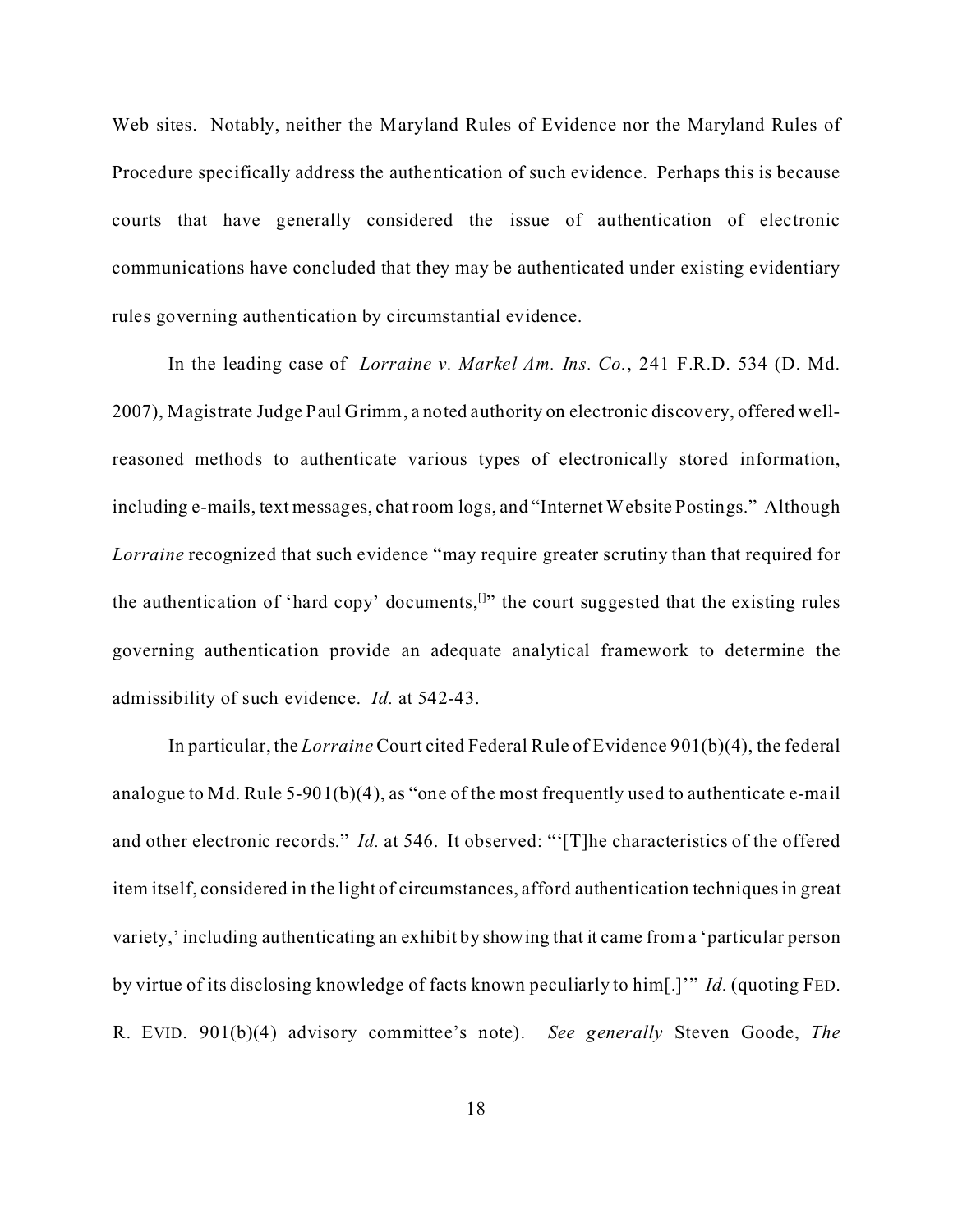Web sites. Notably, neither the Maryland Rules of Evidence nor the Maryland Rules of Procedure specifically address the authentication of such evidence. Perhaps this is because courts that have generally considered the issue of authentication of electronic communications have concluded that they may be authenticated under existing evidentiary rules governing authentication by circumstantial evidence.

In the leading case of *Lorraine v. Markel Am. Ins. Co.*, 241 F.R.D. 534 (D. Md. 2007), Magistrate Judge Paul Grimm, a noted authority on electronic discovery, offered well-reasoned methods to authenticate various types of electronically stored information, including e-mails, text messages, chat room logs, and "Internet Website Postings." Although *Lorraine* recognized that such evidence "may require greater scrutiny than that required for the authentication of 'hard copy' documents,[]" the court suggested that the existing rules governing authentication provide an adequate analytical framework to determine the admissibility of such evidence. *Id.* at 542-43.

In particular, the *Lorraine* Court cited Federal Rule of Evidence 901(b)(4), the federal analogue to Md. Rule 5-901(b)(4), as "one of the most frequently used to authenticate e-mail and other electronic records." *Id.* at 546. It observed: "'[T]he characteristics of the offered item itself, considered in the light of circumstances, afford authentication techniques in great variety,' including authenticating an exhibit by showing that it came from a 'particular person by virtue of its disclosing knowledge of facts known peculiarly to him[.]'" *Id.* (quoting FED. R. EVID. 901(b)(4) advisory committee's note). *See generally* Steven Goode, *The*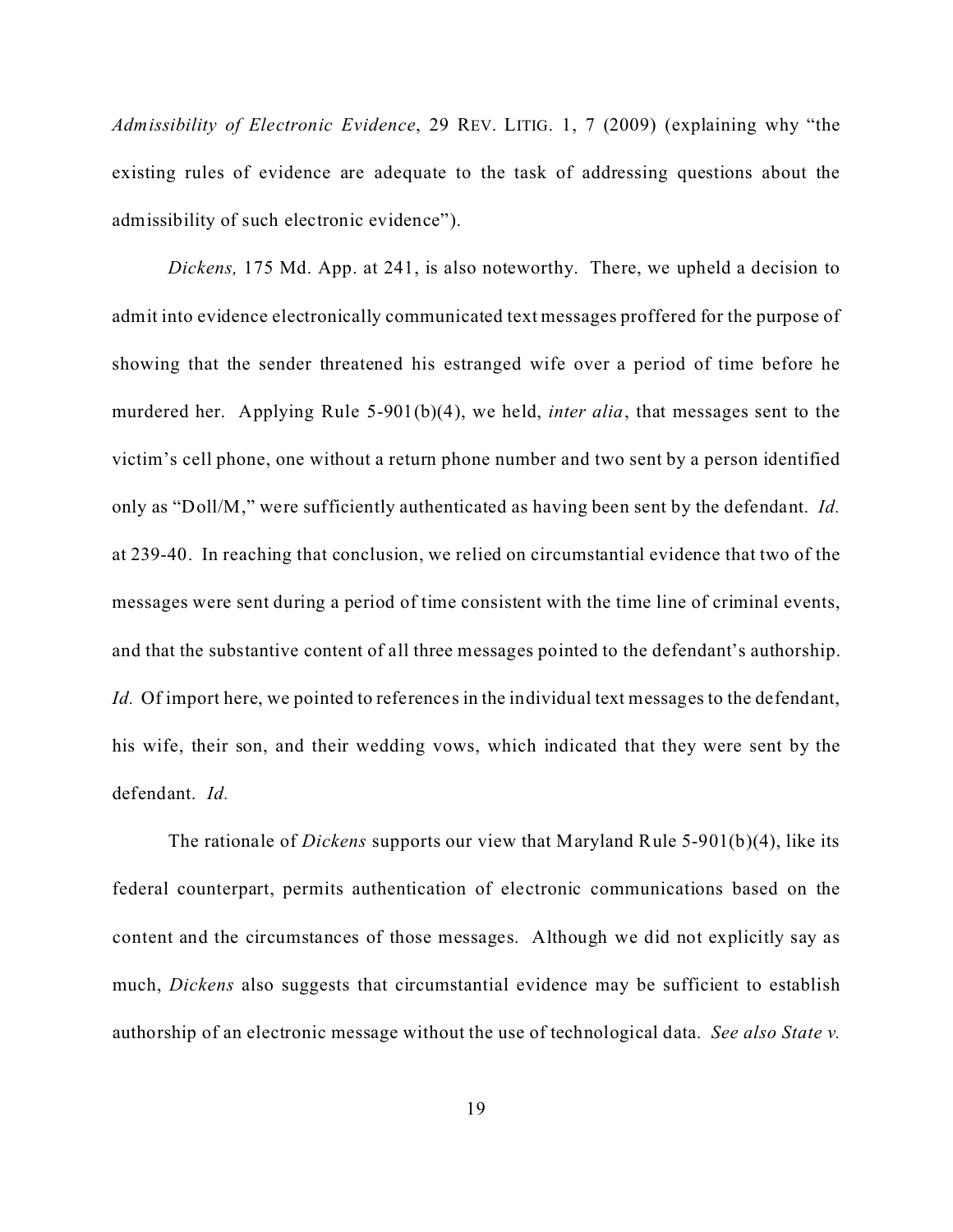*Admissibility of Electronic Evidence*, 29 REV. LITIG. 1, 7 (2009) (explaining why "the existing rules of evidence are adequate to the task of addressing questions about the admissibility of such electronic evidence").

*Dickens,* 175 Md. App. at 241, is also noteworthy. There, we upheld a decision to admit into evidence electronically communicated text messages proffered for the purpose of showing that the sender threatened his estranged wife over a period of time before he murdered her. Applying Rule 5-901(b)(4), we held, *inter alia*, that messages sent to the victim's cell phone, one without a return phone number and two sent by a person identified only as "Doll/M," were sufficiently authenticated as having been sent by the defendant. *Id.* at 239-40. In reaching that conclusion, we relied on circumstantial evidence that two of the messages were sent during a period of time consistent with the time line of criminal events, and that the substantive content of all three messages pointed to the defendant's authorship. *Id.* Of import here, we pointed to references in the individual text messages to the defendant, his wife, their son, and their wedding vows, which indicated that they were sent by the defendant. *Id.*

The rationale of *Dickens* supports our view that Maryland Rule 5-901(b)(4), like its federal counterpart, permits authentication of electronic communications based on the content and the circumstances of those messages. Although we did not explicitly say as much, *Dickens* also suggests that circumstantial evidence may be sufficient to establish authorship of an electronic message without the use of technological data. *See also State v.*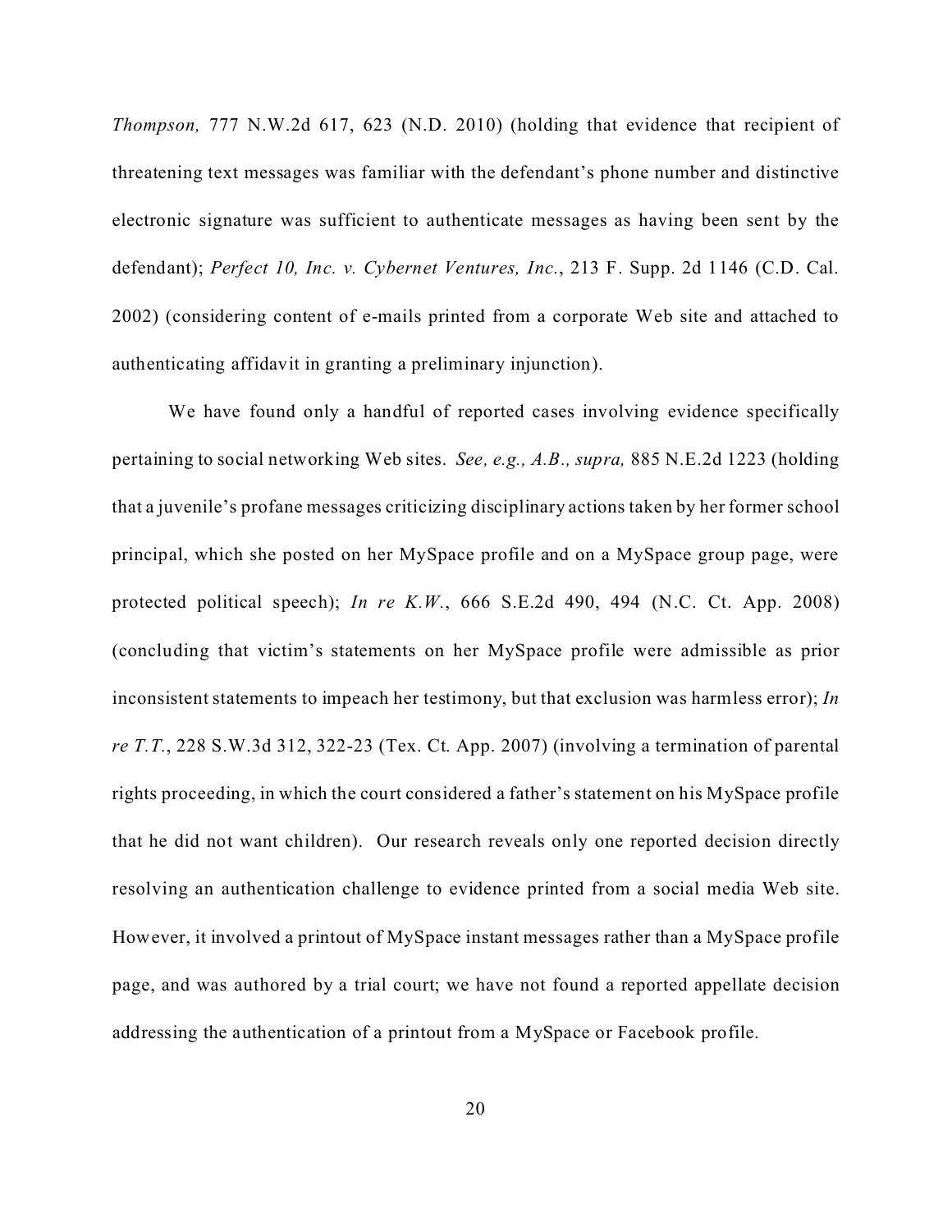*Thompson,* 777 N.W.2d 617, 623 (N.D. 2010) (holding that evidence that recipient of threatening text messages was familiar with the defendant's phone number and distinctive electronic signature was sufficient to authenticate messages as having been sent by the defendant); *Perfect 10, Inc. v. Cybernet Ventures, Inc.*, 213 F. Supp. 2d 1146 (C.D. Cal. 2002) (considering content of e-mails printed from a corporate Web site and attached to authenticating affidavit in granting a preliminary injunction).

We have found only a handful of reported cases involving evidence specifically pertaining to social networking Web sites. *See, e.g., A.B., supra,* 885 N.E.2d 1223 (holding that a juvenile's profane messages criticizing disciplinary actions taken by her former school principal, which she posted on her MySpace profile and on a MySpace group page, were protected political speech); *In re K.W.*, 666 S.E.2d 490, 494 (N.C. Ct. App. 2008) (concluding that victim's statements on her MySpace profile were admissible as prior inconsistent statements to impeach her testimony, but that exclusion was harmless error); *In re T.T.*, 228 S.W.3d 312, 322-23 (Tex. Ct. App. 2007) (involving a termination of parental rights proceeding, in which the court considered a father's statement on his MySpace profile that he did not want children). Our research reveals only one reported decision directly resolving an authentication challenge to evidence printed from a social media Web site. However, it involved a printout of MySpace instant messages rather than a MySpace profile page, and was authored by a trial court; we have not found a reported appellate decision addressing the authentication of a printout from a MySpace or Facebook profile.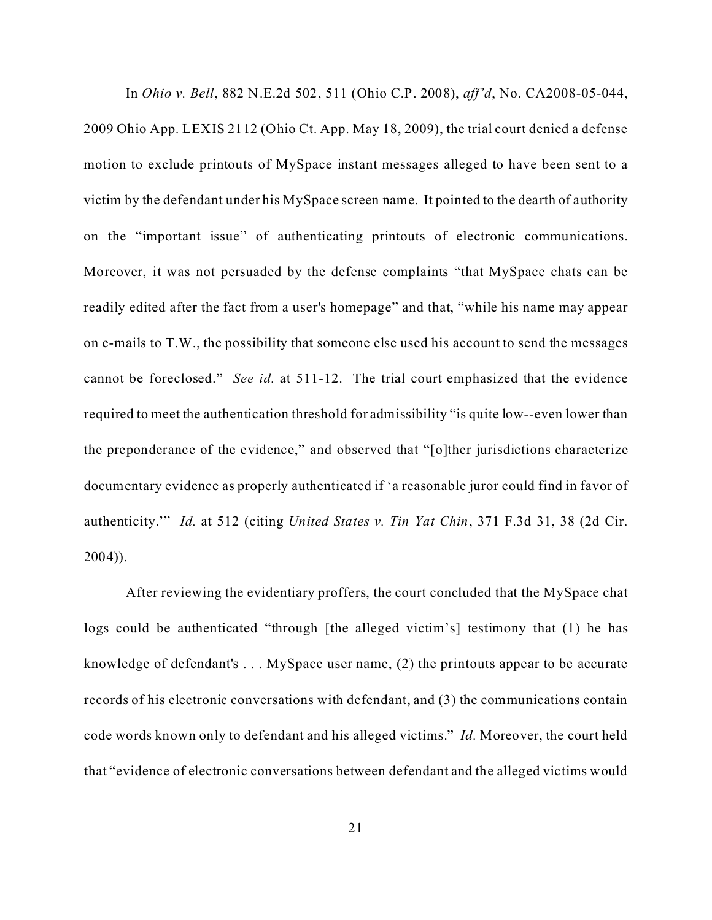In *Ohio v. Bell*, 882 N.E.2d 502, 511 (Ohio C.P. 2008), *aff'd*, No. CA2008-05-044, 2009 Ohio App. LEXIS 2112 (Ohio Ct. App. May 18, 2009), the trial court denied a defense motion to exclude printouts of MySpace instant messages alleged to have been sent to a victim by the defendant under his MySpace screen name. It pointed to the dearth of authority on the "important issue" of authenticating printouts of electronic communications. Moreover, it was not persuaded by the defense complaints "that MySpace chats can be readily edited after the fact from a user's homepage" and that, "while his name may appear on e-mails to T.W., the possibility that someone else used his account to send the messages cannot be foreclosed." *See id.* at 511-12. The trial court emphasized that the evidence required to meet the authentication threshold for admissibility "is quite low--even lower than the preponderance of the evidence," and observed that "[o]ther jurisdictions characterize documentary evidence as properly authenticated if 'a reasonable juror could find in favor of authenticity.'" *Id.* at 512 (citing *United States v. Tin Yat Chin*, 371 F.3d 31, 38 (2d Cir. 2004)).

After reviewing the evidentiary proffers, the court concluded that the MySpace chat logs could be authenticated "through [the alleged victim's] testimony that (1) he has knowledge of defendant's . . . MySpace user name, (2) the printouts appear to be accurate records of his electronic conversations with defendant, and (3) the communications contain code words known only to defendant and his alleged victims." *Id.* Moreover, the court held that "evidence of electronic conversations between defendant and the alleged victims would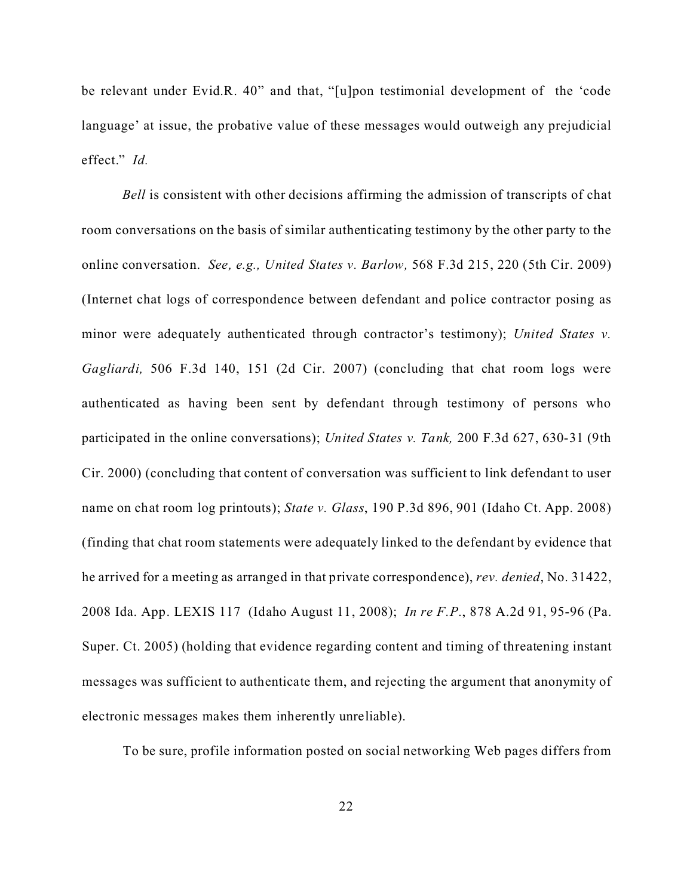be relevant under Evid.R. 40" and that, "[u]pon testimonial development of the 'code language' at issue, the probative value of these messages would outweigh any prejudicial effect." *Id.*

*Bell* is consistent with other decisions affirming the admission of transcripts of chat room conversations on the basis of similar authenticating testimony by the other party to the online conversation. *See, e.g., United States v. Barlow,* 568 F.3d 215, 220 (5th Cir. 2009) (Internet chat logs of correspondence between defendant and police contractor posing as minor were adequately authenticated through contractor's testimony); *United States v. Gagliardi,* 506 F.3d 140, 151 (2d Cir. 2007) (concluding that chat room logs were authenticated as having been sent by defendant through testimony of persons who participated in the online conversations); *United States v. Tank,* 200 F.3d 627, 630-31 (9th Cir. 2000) (concluding that content of conversation was sufficient to link defendant to user name on chat room log printouts); *State v. Glass*, 190 P.3d 896, 901 (Idaho Ct. App. 2008) (finding that chat room statements were adequately linked to the defendant by evidence that he arrived for a meeting as arranged in that private correspondence), *rev. denied*, No. 31422, 2008 Ida. App. LEXIS 117 (Idaho August 11, 2008); *In re F.P.*, 878 A.2d 91, 95-96 (Pa. Super. Ct. 2005) (holding that evidence regarding content and timing of threatening instant messages was sufficient to authenticate them, and rejecting the argument that anonymity of electronic messages makes them inherently unreliable).

To be sure, profile information posted on social networking Web pages differs from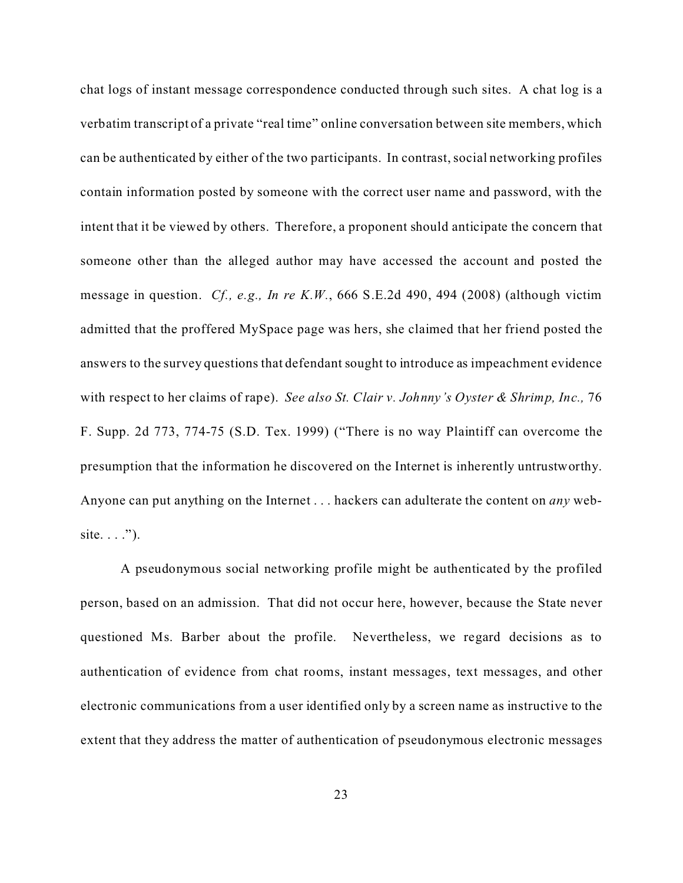chat logs of instant message correspondence conducted through such sites. A chat log is a verbatim transcript of a private "real time" online conversation between site members, which can be authenticated by either of the two participants. In contrast, social networking profiles contain information posted by someone with the correct user name and password, with the intent that it be viewed by others. Therefore, a proponent should anticipate the concern that someone other than the alleged author may have accessed the account and posted the message in question. *Cf., e.g., In re K.W.*, 666 S.E.2d 490, 494 (2008) (although victim admitted that the proffered MySpace page was hers, she claimed that her friend posted the answers to the survey questions that defendant sought to introduce as impeachment evidence with respect to her claims of rape). *See also St. Clair v. Johnny's Oyster & Shrimp, Inc.,* 76 F. Supp. 2d 773, 774-75 (S.D. Tex. 1999) ("There is no way Plaintiff can overcome the presumption that the information he discovered on the Internet is inherently untrustworthy. Anyone can put anything on the Internet . . . hackers can adulterate the content on *any* web-site. . . .").

A pseudonymous social networking profile might be authenticated by the profiled person, based on an admission. That did not occur here, however, because the State never questioned Ms. Barber about the profile. Nevertheless, we regard decisions as to authentication of evidence from chat rooms, instant messages, text messages, and other electronic communications from a user identified only by a screen name as instructive to the extent that they address the matter of authentication of pseudonymous electronic messages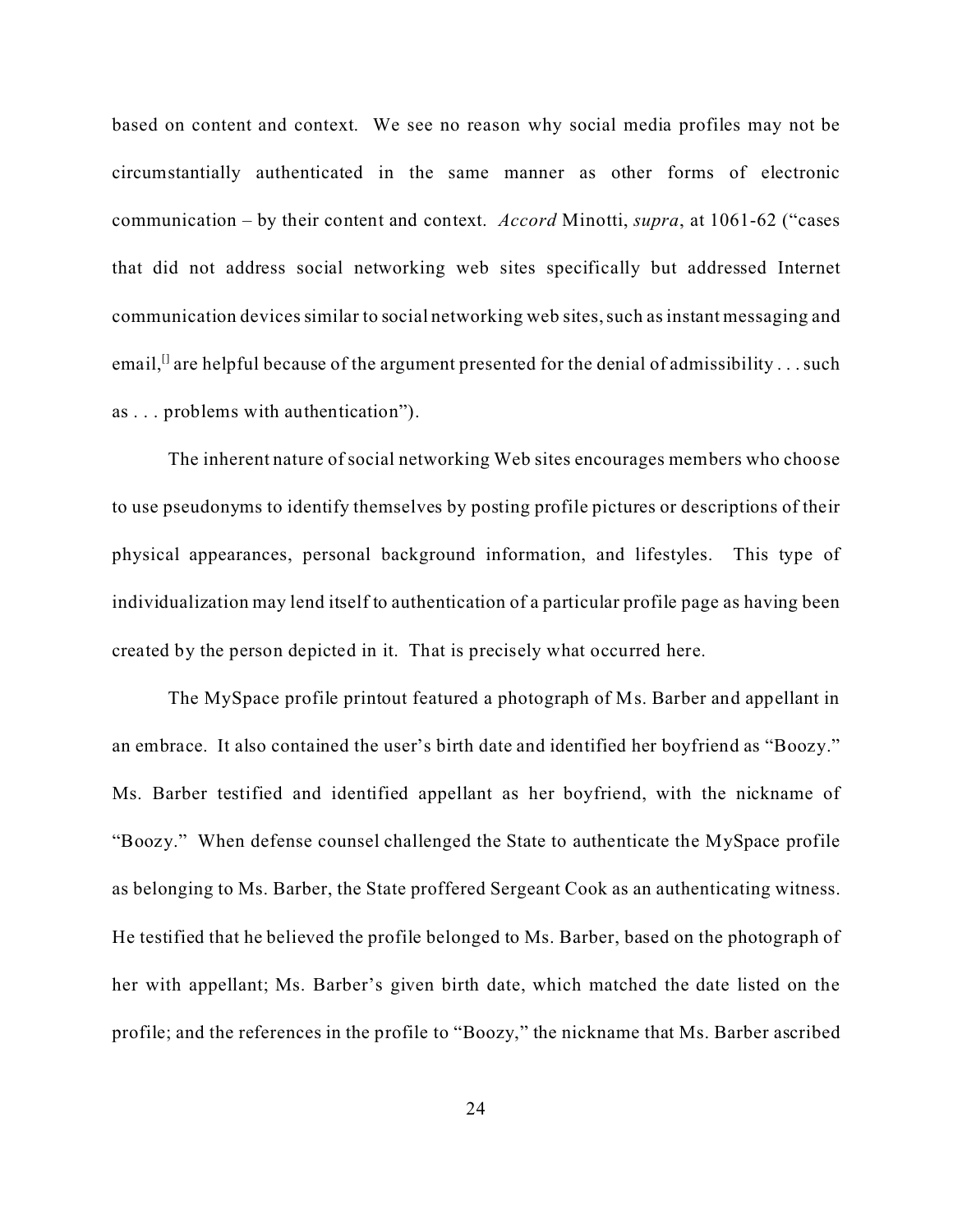based on content and context. We see no reason why social media profiles may not be circumstantially authenticated in the same manner as other forms of electronic communication – by their content and context. *Accord* Minotti, *supra*, at 1061-62 ("cases that did not address social networking web sites specifically but addressed Internet communication devices similar to social networking web sites, such as instant messaging and email,[] are helpful because of the argument presented for the denial of admissibility . . . such as . . . problems with authentication").

The inherent nature of social networking Web sites encourages members who choose to use pseudonyms to identify themselves by posting profile pictures or descriptions of their physical appearances, personal background information, and lifestyles. This type of individualization may lend itself to authentication of a particular profile page as having been created by the person depicted in it. That is precisely what occurred here.

The MySpace profile printout featured a photograph of Ms. Barber and appellant in an embrace. It also contained the user's birth date and identified her boyfriend as "Boozy." Ms. Barber testified and identified appellant as her boyfriend, with the nickname of "Boozy." When defense counsel challenged the State to authenticate the MySpace profile as belonging to Ms. Barber, the State proffered Sergeant Cook as an authenticating witness. He testified that he believed the profile belonged to Ms. Barber, based on the photograph of her with appellant; Ms. Barber's given birth date, which matched the date listed on the profile; and the references in the profile to "Boozy," the nickname that Ms. Barber ascribed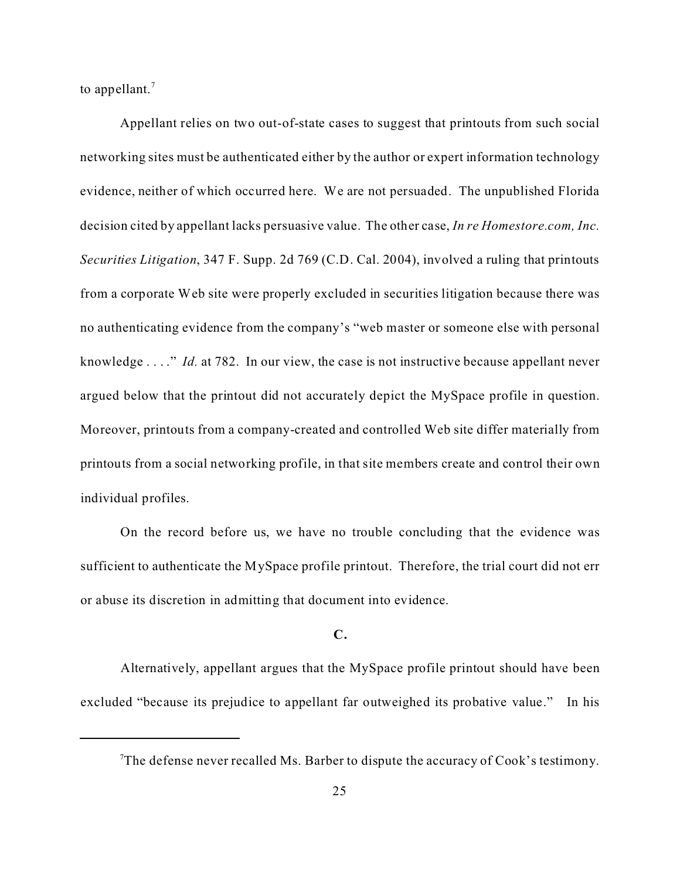to appellant.[7]

Appellant relies on two out-of-state cases to suggest that printouts from such social networking sites must be authenticated either by the author or expert information technology evidence, neither of which occurred here. We are not persuaded. The unpublished Florida decision cited by appellant lacks persuasive value. The other case, *In re Homestore.com, Inc. Securities Litigation*, 347 F. Supp. 2d 769 (C.D. Cal. 2004), involved a ruling that printouts from a corporate Web site were properly excluded in securities litigation because there was no authenticating evidence from the company's "web master or someone else with personal knowledge . . . ." *Id.* at 782. In our view, the case is not instructive because appellant never argued below that the printout did not accurately depict the MySpace profile in question. Moreover, printouts from a company-created and controlled Web site differ materially from printouts from a social networking profile, in that site members create and control their own individual profiles.

On the record before us, we have no trouble concluding that the evidence was sufficient to authenticate the MySpace profile printout. Therefore, the trial court did not err or abuse its discretion in admitting that document into evidence.

**C.**

Alternatively, appellant argues that the MySpace profile printout should have been excluded "because its prejudice to appellant far outweighed its probative value." In his

[7]The defense never recalled Ms. Barber to dispute the accuracy of Cook's testimony.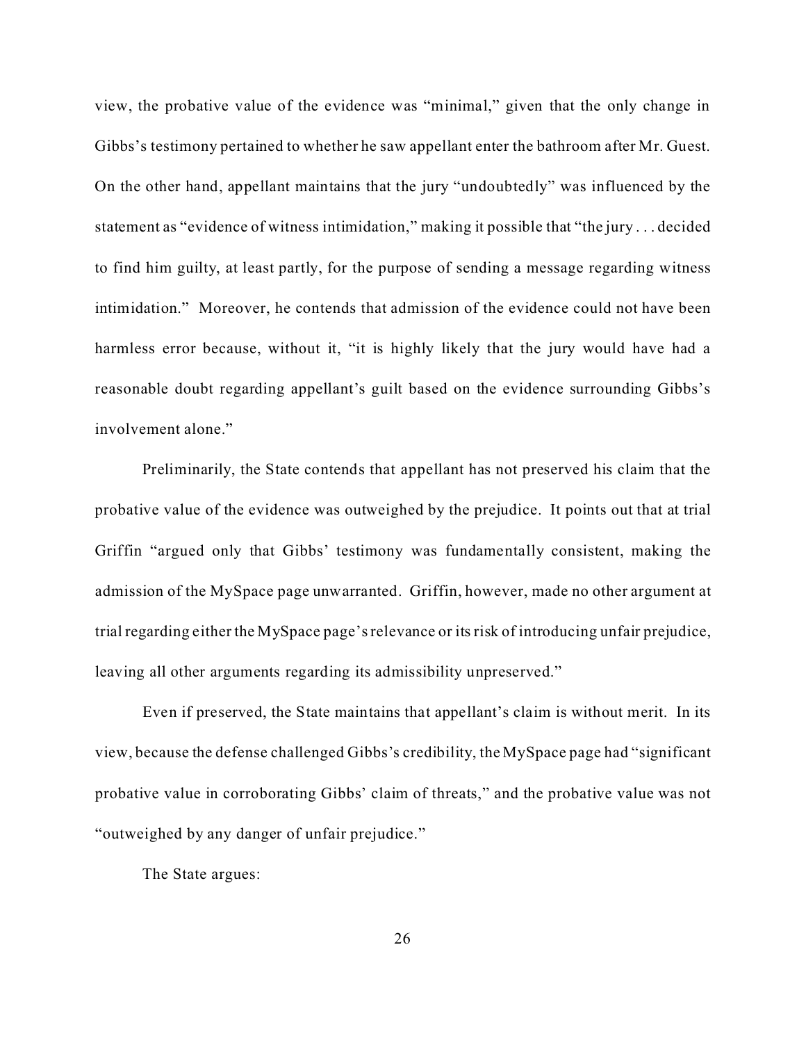view, the probative value of the evidence was "minimal," given that the only change in Gibbs's testimony pertained to whether he saw appellant enter the bathroom after Mr. Guest. On the other hand, appellant maintains that the jury "undoubtedly" was influenced by the statement as "evidence of witness intimidation," making it possible that "the jury . . . decided to find him guilty, at least partly, for the purpose of sending a message regarding witness intimidation." Moreover, he contends that admission of the evidence could not have been harmless error because, without it, "it is highly likely that the jury would have had a reasonable doubt regarding appellant's guilt based on the evidence surrounding Gibbs's involvement alone."

Preliminarily, the State contends that appellant has not preserved his claim that the probative value of the evidence was outweighed by the prejudice. It points out that at trial Griffin "argued only that Gibbs' testimony was fundamentally consistent, making the admission of the MySpace page unwarranted. Griffin, however, made no other argument at trial regarding either the MySpace page's relevance or its risk of introducing unfair prejudice, leaving all other arguments regarding its admissibility unpreserved."

Even if preserved, the State maintains that appellant's claim is without merit. In its view, because the defense challenged Gibbs's credibility, the MySpace page had "significant probative value in corroborating Gibbs' claim of threats," and the probative value was not "outweighed by any danger of unfair prejudice."

The State argues: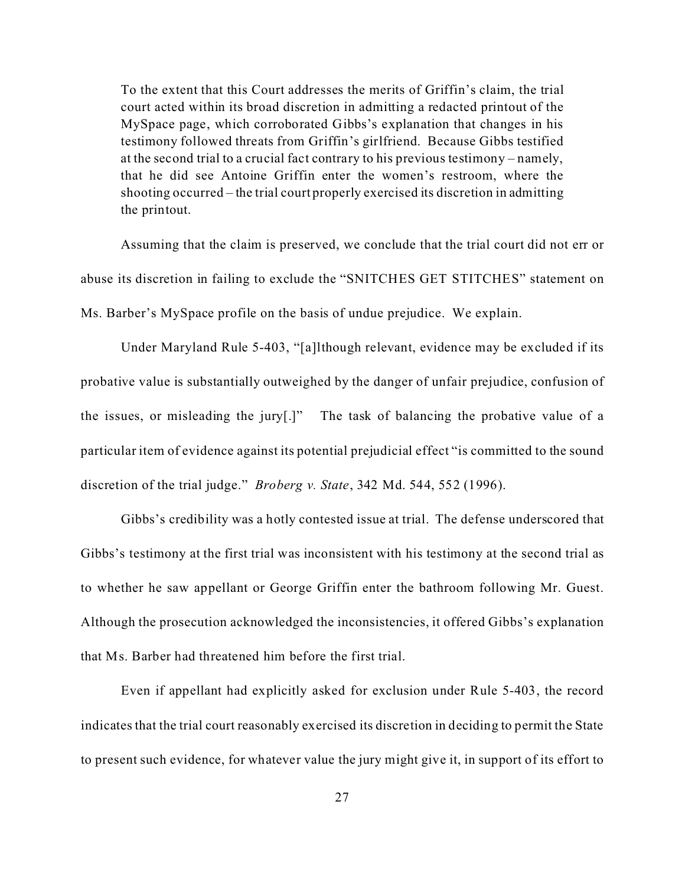> To the extent that this Court addresses the merits of Griffin's claim, the trial court acted within its broad discretion in admitting a redacted printout of the MySpace page, which corroborated Gibbs's explanation that changes in his testimony followed threats from Griffin's girlfriend. Because Gibbs testified at the second trial to a crucial fact contrary to his previous testimony – namely, that he did see Antoine Griffin enter the women's restroom, where the shooting occurred – the trial court properly exercised its discretion in admitting the printout.

Assuming that the claim is preserved, we conclude that the trial court did not err or abuse its discretion in failing to exclude the "SNITCHES GET STITCHES" statement on Ms. Barber's MySpace profile on the basis of undue prejudice. We explain.

Under Maryland Rule 5-403, "[a]lthough relevant, evidence may be excluded if its probative value is substantially outweighed by the danger of unfair prejudice, confusion of the issues, or misleading the jury[.]" The task of balancing the probative value of a particular item of evidence against its potential prejudicial effect "is committed to the sound discretion of the trial judge." *Broberg v. State*, 342 Md. 544, 552 (1996).

Gibbs's credibility was a hotly contested issue at trial. The defense underscored that Gibbs's testimony at the first trial was inconsistent with his testimony at the second trial as to whether he saw appellant or George Griffin enter the bathroom following Mr. Guest. Although the prosecution acknowledged the inconsistencies, it offered Gibbs's explanation that Ms. Barber had threatened him before the first trial.

Even if appellant had explicitly asked for exclusion under Rule 5-403, the record indicates that the trial court reasonably exercised its discretion in deciding to permit the State to present such evidence, for whatever value the jury might give it, in support of its effort to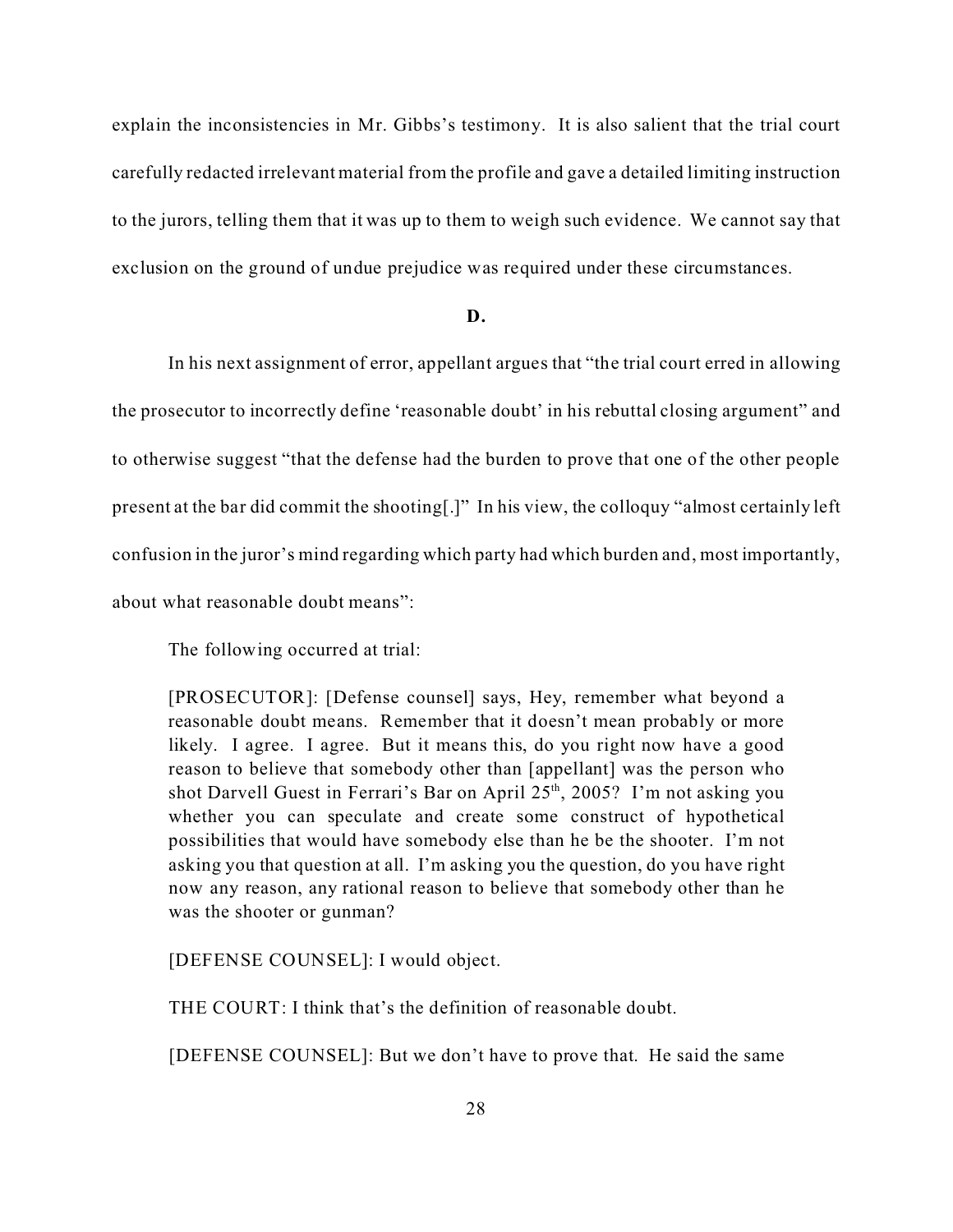explain the inconsistencies in Mr. Gibbs's testimony. It is also salient that the trial court carefully redacted irrelevant material from the profile and gave a detailed limiting instruction to the jurors, telling them that it was up to them to weigh such evidence. We cannot say that exclusion on the ground of undue prejudice was required under these circumstances.

**D.**

In his next assignment of error, appellant argues that "the trial court erred in allowing the prosecutor to incorrectly define 'reasonable doubt' in his rebuttal closing argument" and to otherwise suggest "that the defense had the burden to prove that one of the other people present at the bar did commit the shooting[.]" In his view, the colloquy "almost certainly left confusion in the juror's mind regarding which party had which burden and, most importantly, about what reasonable doubt means":

The following occurred at trial:

> [PROSECUTOR]: [Defense counsel] says, Hey, remember what beyond a reasonable doubt means. Remember that it doesn't mean probably or more likely. I agree. I agree. But it means this, do you right now have a good reason to believe that somebody other than [appellant] was the person who shot Darvell Guest in Ferrari's Bar on April 25th, 2005? I'm not asking you whether you can speculate and create some construct of hypothetical possibilities that would have somebody else than he be the shooter. I'm not asking you that question at all. I'm asking you the question, do you have right now any reason, any rational reason to believe that somebody other than he was the shooter or gunman?
>
> [DEFENSE COUNSEL]: I would object.
>
> THE COURT: I think that's the definition of reasonable doubt.
>
> [DEFENSE COUNSEL]: But we don't have to prove that. He said the same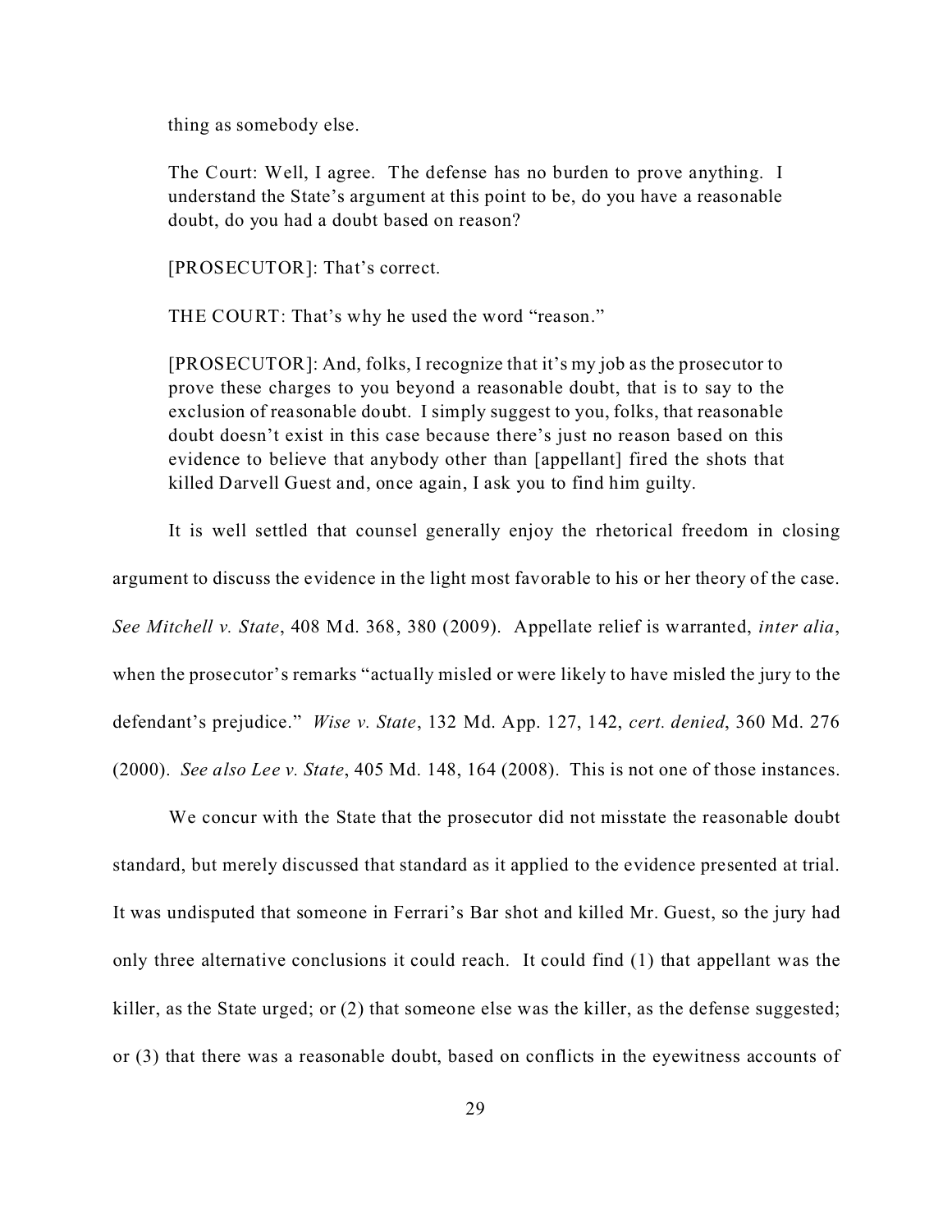thing as somebody else.

> The Court: Well, I agree. The defense has no burden to prove anything. I understand the State's argument at this point to be, do you have a reasonable doubt, do you had a doubt based on reason?
>
> [PROSECUTOR]: That's correct.
>
> THE COURT: That's why he used the word "reason."
>
> [PROSECUTOR]: And, folks, I recognize that it's my job as the prosecutor to prove these charges to you beyond a reasonable doubt, that is to say to the exclusion of reasonable doubt. I simply suggest to you, folks, that reasonable doubt doesn't exist in this case because there's just no reason based on this evidence to believe that anybody other than [appellant] fired the shots that killed Darvell Guest and, once again, I ask you to find him guilty.

It is well settled that counsel generally enjoy the rhetorical freedom in closing argument to discuss the evidence in the light most favorable to his or her theory of the case. *See Mitchell v. State*, 408 Md. 368, 380 (2009). Appellate relief is warranted, *inter alia*, when the prosecutor's remarks "actually misled or were likely to have misled the jury to the defendant's prejudice." *Wise v. State*, 132 Md. App. 127, 142, *cert. denied*, 360 Md. 276 (2000). *See also Lee v. State*, 405 Md. 148, 164 (2008). This is not one of those instances.

We concur with the State that the prosecutor did not misstate the reasonable doubt standard, but merely discussed that standard as it applied to the evidence presented at trial. It was undisputed that someone in Ferrari's Bar shot and killed Mr. Guest, so the jury had only three alternative conclusions it could reach. It could find (1) that appellant was the killer, as the State urged; or (2) that someone else was the killer, as the defense suggested; or (3) that there was a reasonable doubt, based on conflicts in the eyewitness accounts of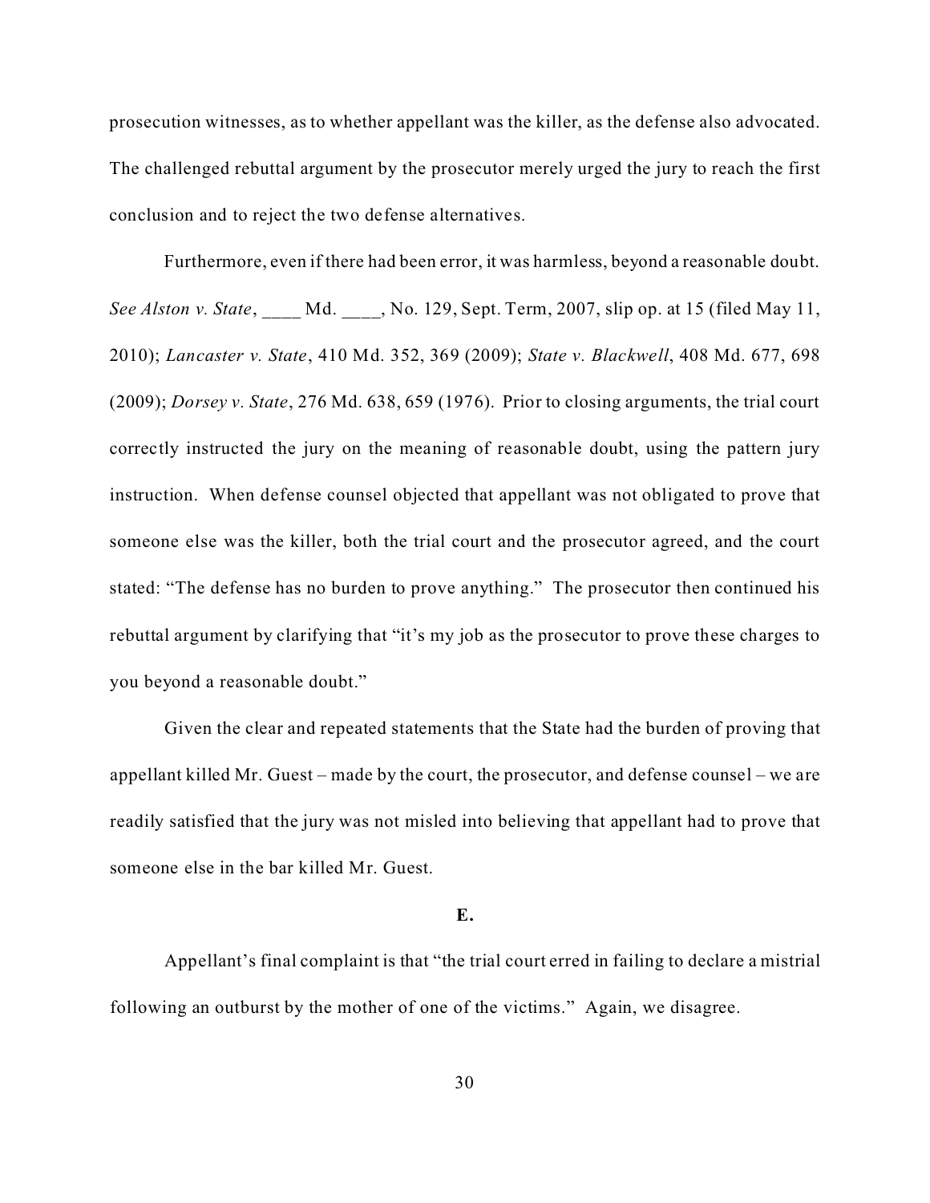prosecution witnesses, as to whether appellant was the killer, as the defense also advocated. The challenged rebuttal argument by the prosecutor merely urged the jury to reach the first conclusion and to reject the two defense alternatives.

Furthermore, even if there had been error, it was harmless, beyond a reasonable doubt. *See Alston v. State*, ____ Md. ____, No. 129, Sept. Term, 2007, slip op. at 15 (filed May 11, 2010); *Lancaster v. State*, 410 Md. 352, 369 (2009); *State v. Blackwell*, 408 Md. 677, 698 (2009); *Dorsey v. State*, 276 Md. 638, 659 (1976). Prior to closing arguments, the trial court correctly instructed the jury on the meaning of reasonable doubt, using the pattern jury instruction. When defense counsel objected that appellant was not obligated to prove that someone else was the killer, both the trial court and the prosecutor agreed, and the court stated: "The defense has no burden to prove anything." The prosecutor then continued his rebuttal argument by clarifying that "it's my job as the prosecutor to prove these charges to you beyond a reasonable doubt."

Given the clear and repeated statements that the State had the burden of proving that appellant killed Mr. Guest – made by the court, the prosecutor, and defense counsel – we are readily satisfied that the jury was not misled into believing that appellant had to prove that someone else in the bar killed Mr. Guest.

**E.**

Appellant's final complaint is that "the trial court erred in failing to declare a mistrial following an outburst by the mother of one of the victims." Again, we disagree.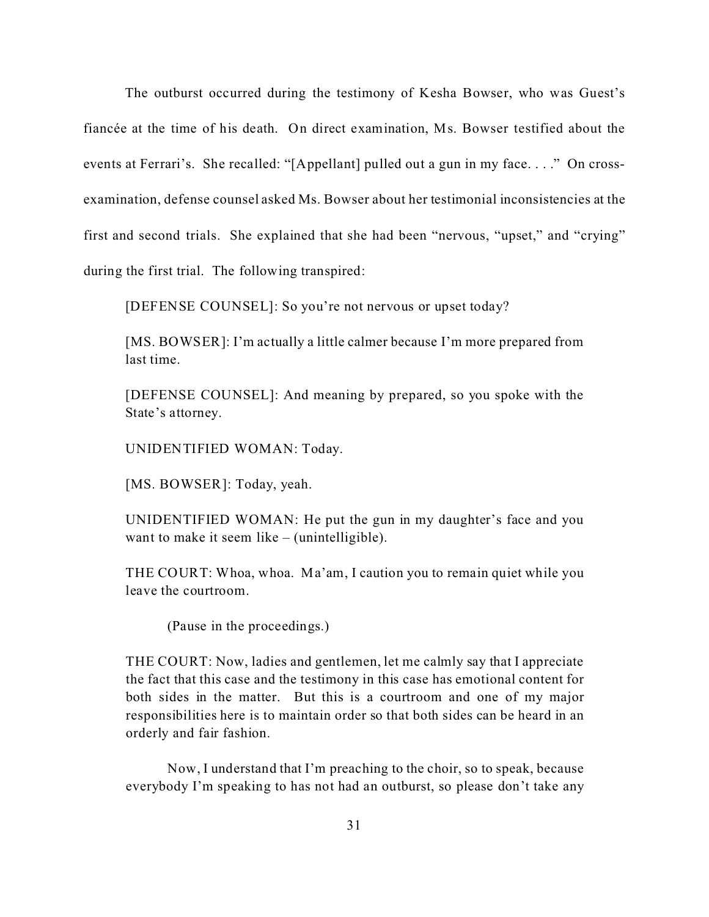The outburst occurred during the testimony of Kesha Bowser, who was Guest's fiancée at the time of his death. On direct examination, Ms. Bowser testified about the events at Ferrari's. She recalled: "[Appellant] pulled out a gun in my face. . . ." On cross-examination, defense counsel asked Ms. Bowser about her testimonial inconsistencies at the first and second trials. She explained that she had been "nervous, "upset," and "crying" during the first trial. The following transpired:

> [DEFENSE COUNSEL]: So you're not nervous or upset today?
>
> [MS. BOWSER]: I'm actually a little calmer because I'm more prepared from last time.
>
> [DEFENSE COUNSEL]: And meaning by prepared, so you spoke with the State's attorney.
>
> UNIDENTIFIED WOMAN: Today.
>
> [MS. BOWSER]: Today, yeah.
>
> UNIDENTIFIED WOMAN: He put the gun in my daughter's face and you want to make it seem like – (unintelligible).
>
> THE COURT: Whoa, whoa. Ma'am, I caution you to remain quiet while you leave the courtroom.
>
> (Pause in the proceedings.)
>
> THE COURT: Now, ladies and gentlemen, let me calmly say that I appreciate the fact that this case and the testimony in this case has emotional content for both sides in the matter. But this is a courtroom and one of my major responsibilities here is to maintain order so that both sides can be heard in an orderly and fair fashion.
>
> Now, I understand that I'm preaching to the choir, so to speak, because everybody I'm speaking to has not had an outburst, so please don't take any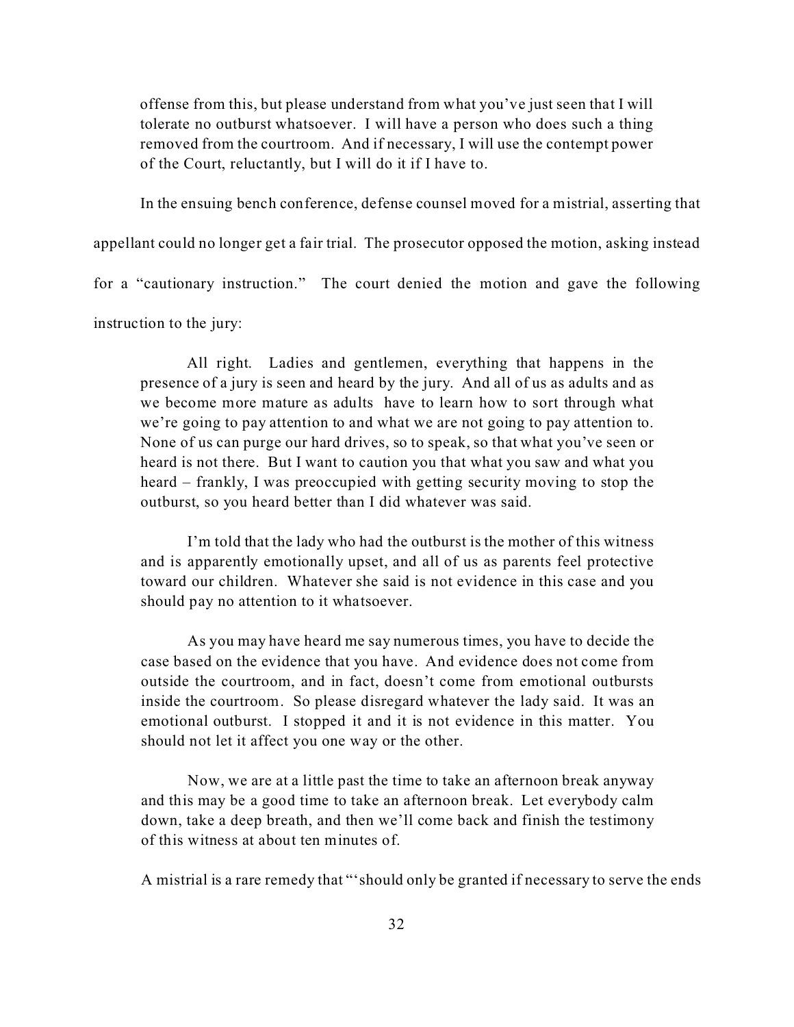offense from this, but please understand from what you've just seen that I will tolerate no outburst whatsoever. I will have a person who does such a thing removed from the courtroom. And if necessary, I will use the contempt power of the Court, reluctantly, but I will do it if I have to.

In the ensuing bench conference, defense counsel moved for a mistrial, asserting that appellant could no longer get a fair trial. The prosecutor opposed the motion, asking instead for a "cautionary instruction." The court denied the motion and gave the following instruction to the jury:

> All right. Ladies and gentlemen, everything that happens in the presence of a jury is seen and heard by the jury. And all of us as adults and as we become more mature as adults have to learn how to sort through what we're going to pay attention to and what we are not going to pay attention to. None of us can purge our hard drives, so to speak, so that what you've seen or heard is not there. But I want to caution you that what you saw and what you heard – frankly, I was preoccupied with getting security moving to stop the outburst, so you heard better than I did whatever was said.
>
> I'm told that the lady who had the outburst is the mother of this witness and is apparently emotionally upset, and all of us as parents feel protective toward our children. Whatever she said is not evidence in this case and you should pay no attention to it whatsoever.
>
> As you may have heard me say numerous times, you have to decide the case based on the evidence that you have. And evidence does not come from outside the courtroom, and in fact, doesn't come from emotional outbursts inside the courtroom. So please disregard whatever the lady said. It was an emotional outburst. I stopped it and it is not evidence in this matter. You should not let it affect you one way or the other.
>
> Now, we are at a little past the time to take an afternoon break anyway and this may be a good time to take an afternoon break. Let everybody calm down, take a deep breath, and then we'll come back and finish the testimony of this witness at about ten minutes of.

A mistrial is a rare remedy that "'should only be granted if necessary to serve the ends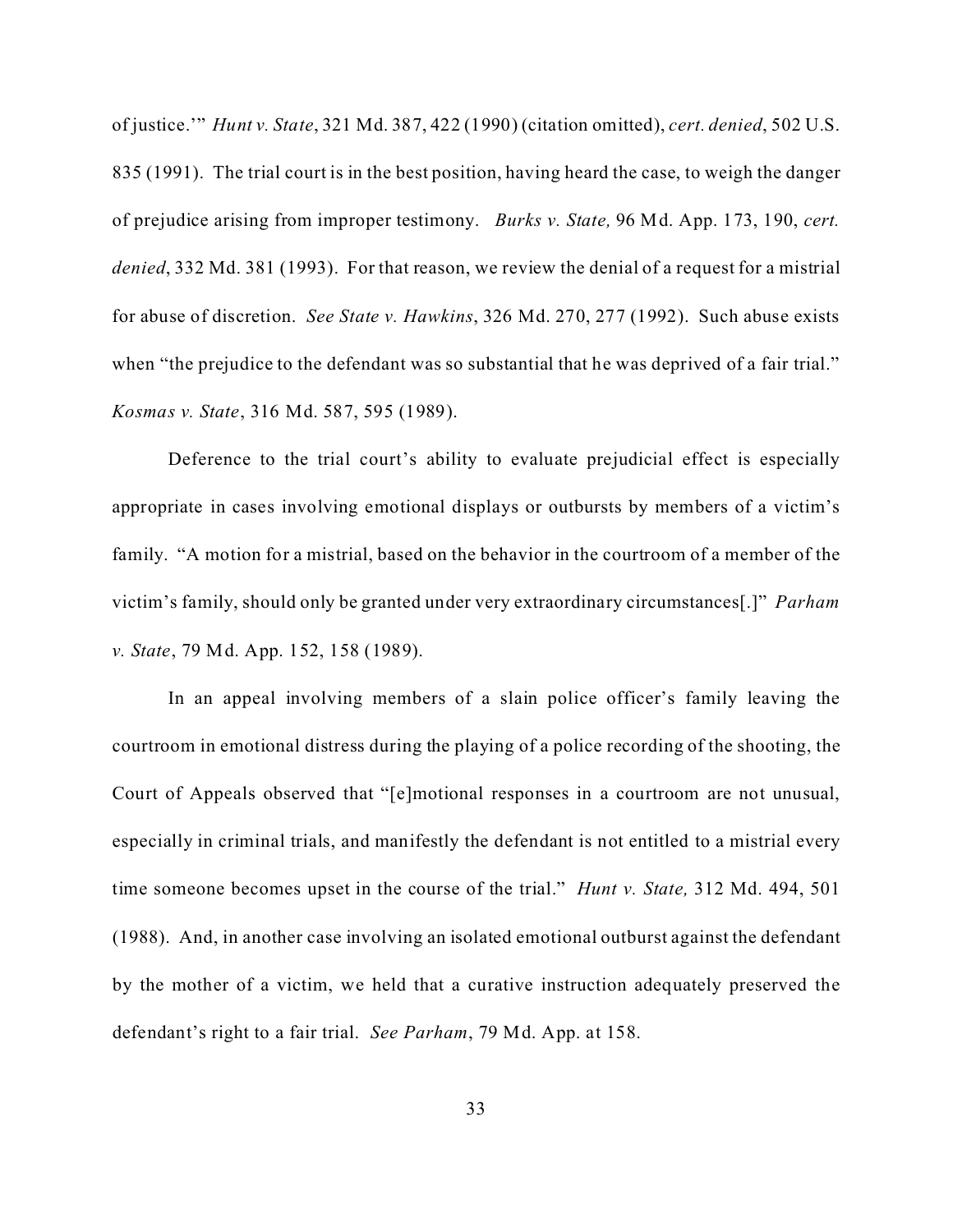of justice.'" *Hunt v. State*, 321 Md. 387, 422 (1990) (citation omitted), *cert. denied*, 502 U.S. 835 (1991). The trial court is in the best position, having heard the case, to weigh the danger of prejudice arising from improper testimony. *Burks v. State,* 96 Md. App. 173, 190, *cert. denied*, 332 Md. 381 (1993). For that reason, we review the denial of a request for a mistrial for abuse of discretion. *See State v. Hawkins*, 326 Md. 270, 277 (1992). Such abuse exists when "the prejudice to the defendant was so substantial that he was deprived of a fair trial." *Kosmas v. State*, 316 Md. 587, 595 (1989).

Deference to the trial court's ability to evaluate prejudicial effect is especially appropriate in cases involving emotional displays or outbursts by members of a victim's family. "A motion for a mistrial, based on the behavior in the courtroom of a member of the victim's family, should only be granted under very extraordinary circumstances[.]" *Parham v. State*, 79 Md. App. 152, 158 (1989).

In an appeal involving members of a slain police officer's family leaving the courtroom in emotional distress during the playing of a police recording of the shooting, the Court of Appeals observed that "[e]motional responses in a courtroom are not unusual, especially in criminal trials, and manifestly the defendant is not entitled to a mistrial every time someone becomes upset in the course of the trial." *Hunt v. State,* 312 Md. 494, 501 (1988). And, in another case involving an isolated emotional outburst against the defendant by the mother of a victim, we held that a curative instruction adequately preserved the defendant's right to a fair trial. *See Parham*, 79 Md. App. at 158.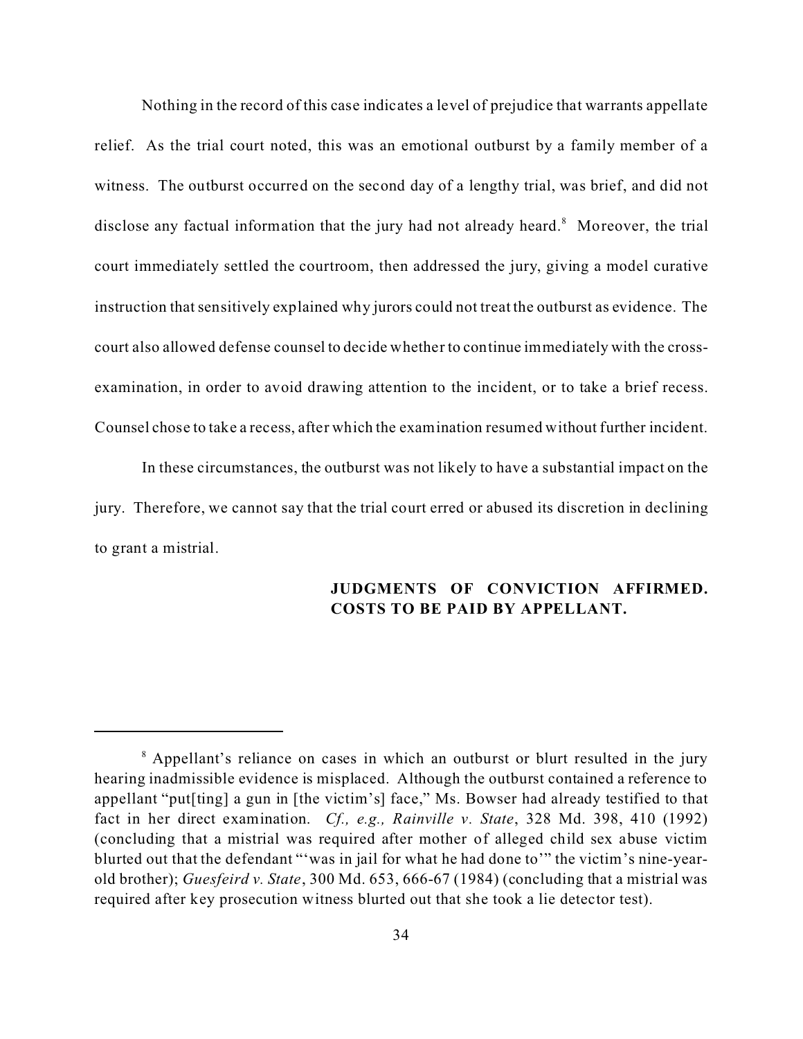Nothing in the record of this case indicates a level of prejudice that warrants appellate relief. As the trial court noted, this was an emotional outburst by a family member of a witness. The outburst occurred on the second day of a lengthy trial, was brief, and did not disclose any factual information that the jury had not already heard.[8] Moreover, the trial court immediately settled the courtroom, then addressed the jury, giving a model curative instruction that sensitively explained why jurors could not treat the outburst as evidence. The court also allowed defense counsel to decide whether to continue immediately with the cross-examination, in order to avoid drawing attention to the incident, or to take a brief recess. Counsel chose to take a recess, after which the examination resumed without further incident.

In these circumstances, the outburst was not likely to have a substantial impact on the jury. Therefore, we cannot say that the trial court erred or abused its discretion in declining to grant a mistrial.

**JUDGMENTS OF CONVICTION AFFIRMED. COSTS TO BE PAID BY APPELLANT.**

---

[8] Appellant's reliance on cases in which an outburst or blurt resulted in the jury hearing inadmissible evidence is misplaced. Although the outburst contained a reference to appellant "put[ting] a gun in [the victim's] face," Ms. Bowser had already testified to that fact in her direct examination. *Cf., e.g., Rainville v. State*, 328 Md. 398, 410 (1992) (concluding that a mistrial was required after mother of alleged child sex abuse victim blurted out that the defendant "'was in jail for what he had done to'" the victim's nine-year-old brother); *Guesfeird v. State*, 300 Md. 653, 666-67 (1984) (concluding that a mistrial was required after key prosecution witness blurted out that she took a lie detector test).